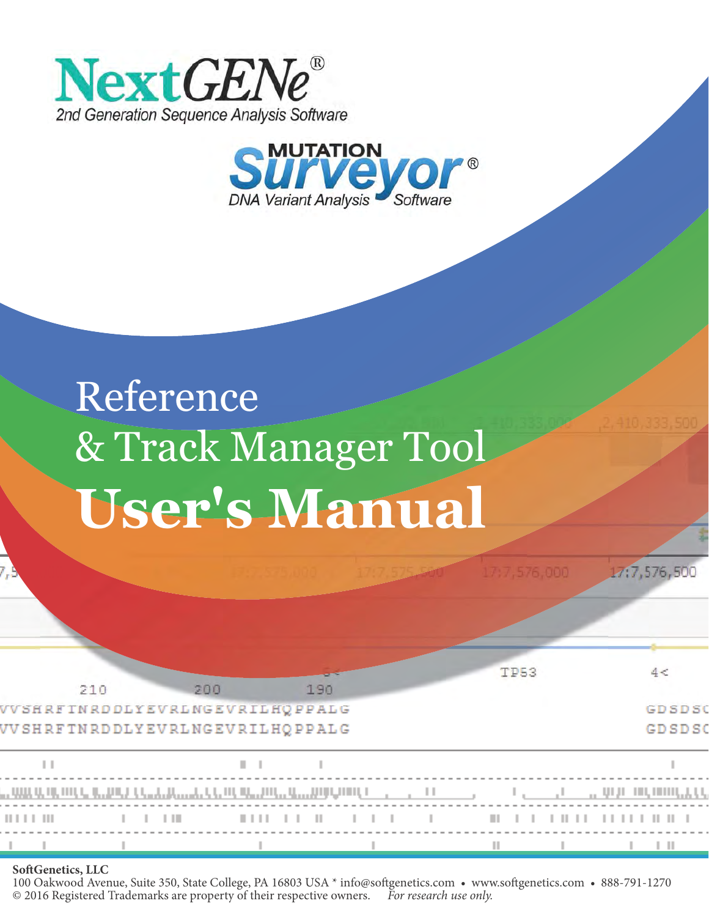NextGENe®

2nd Generation Sequence Analysis Software

MUTATION Surveyor®

DNA Variant Analysis Software

# Reference & Track Manager Tool

# User's Manual

**SoftGenetics, LLC**

100 Oakwood Avenue, Suite 350, State College, PA 16803 USA * info@softgenetics.com • www.softgenetics.com • 888-791-1270

© 2016 Registered Trademarks are property of their respective owners. *For research use only.*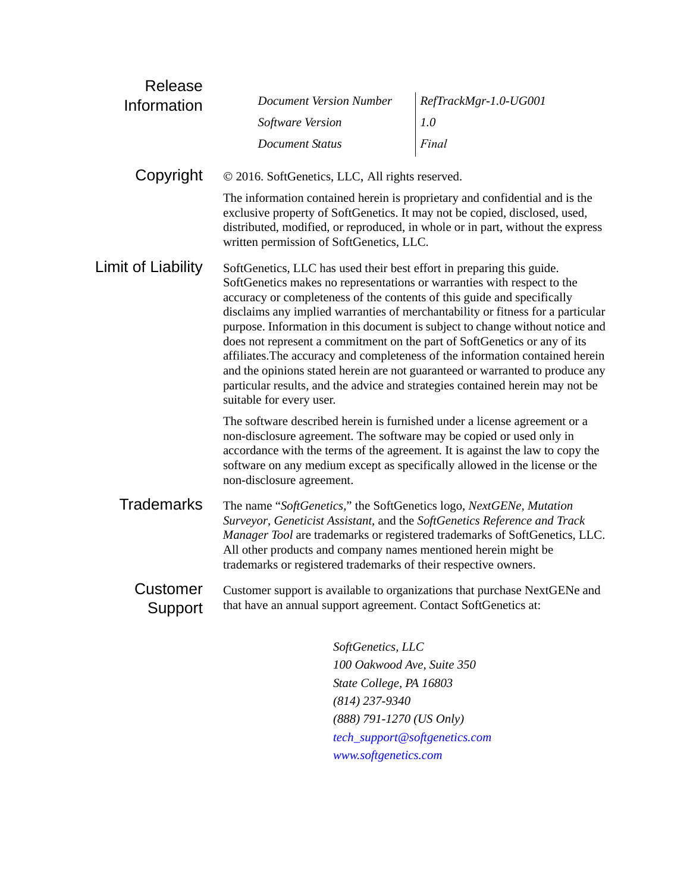## Release Information

| | |
|---|---|
| *Document Version Number* | *RefTrackMgr-1.0-UG001* |
| *Software Version* | *1.0* |
| *Document Status* | *Final* |

## Copyright

© 2016. SoftGenetics, LLC, All rights reserved.

The information contained herein is proprietary and confidential and is the exclusive property of SoftGenetics. It may not be copied, disclosed, used, distributed, modified, or reproduced, in whole or in part, without the express written permission of SoftGenetics, LLC.

## Limit of Liability

SoftGenetics, LLC has used their best effort in preparing this guide. SoftGenetics makes no representations or warranties with respect to the accuracy or completeness of the contents of this guide and specifically disclaims any implied warranties of merchantability or fitness for a particular purpose. Information in this document is subject to change without notice and does not represent a commitment on the part of SoftGenetics or any of its affiliates.The accuracy and completeness of the information contained herein and the opinions stated herein are not guaranteed or warranted to produce any particular results, and the advice and strategies contained herein may not be suitable for every user.

The software described herein is furnished under a license agreement or a non-disclosure agreement. The software may be copied or used only in accordance with the terms of the agreement. It is against the law to copy the software on any medium except as specifically allowed in the license or the non-disclosure agreement.

## Trademarks

The name “*SoftGenetics*,” the SoftGenetics logo, *NextGENe*, *Mutation Surveyor*, *Geneticist Assistant*, and the *SoftGenetics Reference and Track Manager Tool* are trademarks or registered trademarks of SoftGenetics, LLC. All other products and company names mentioned herein might be trademarks or registered trademarks of their respective owners.

## Customer Support

Customer support is available to organizations that purchase NextGENe and that have an annual support agreement. Contact SoftGenetics at:

*SoftGenetics, LLC*
*100 Oakwood Ave, Suite 350*
*State College, PA 16803*
*(814) 237-9340*
*(888) 791-1270 (US Only)*
*tech_support@softgenetics.com*
*www.softgenetics.com*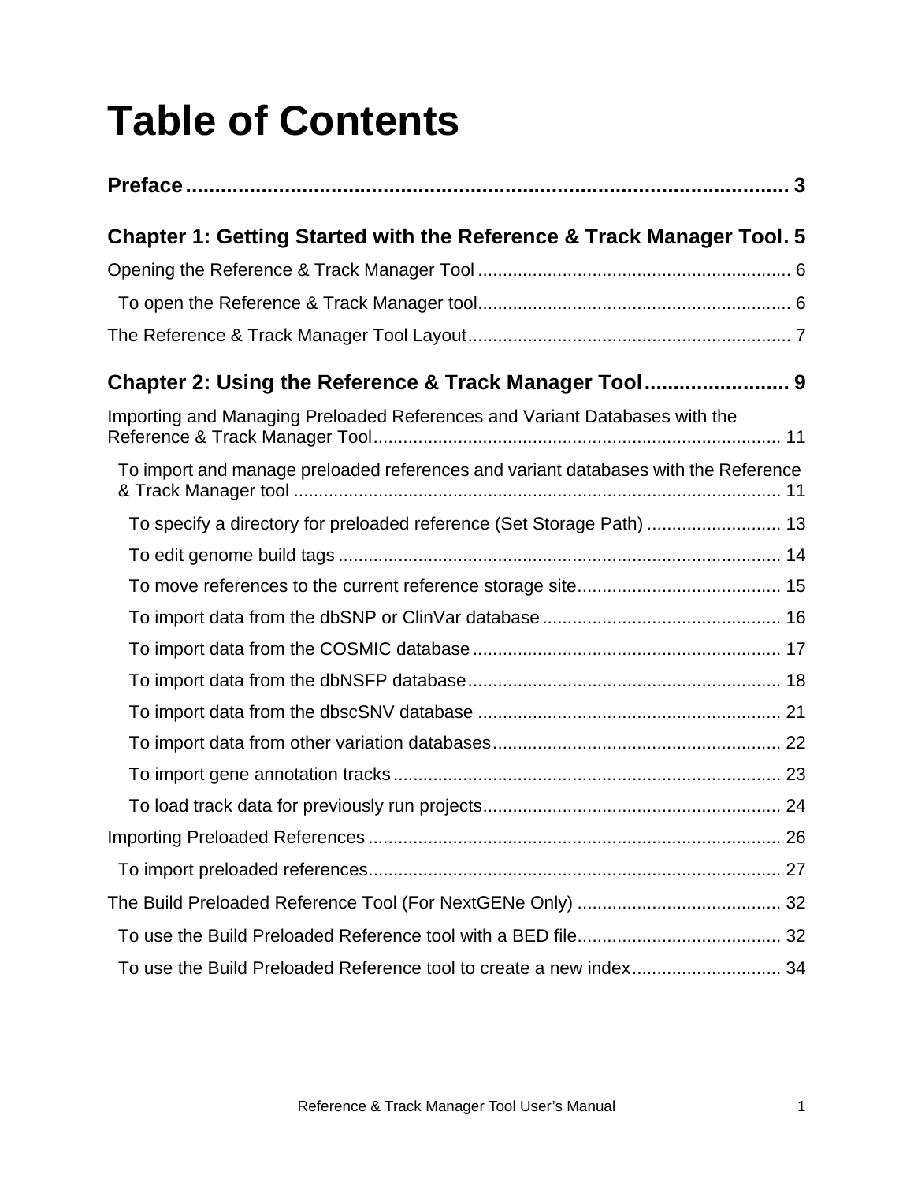# Table of Contents

**Preface** ........................................................................................ 3

**Chapter 1: Getting Started with the Reference & Track Manager Tool** . 5

Opening the Reference & Track Manager Tool ........................................ 6

To open the Reference & Track Manager tool.......................................... 6

The Reference & Track Manager Tool Layout.......................................... 7

**Chapter 2: Using the Reference & Track Manager Tool** ......................... 9

Importing and Managing Preloaded References and Variant Databases with the Reference & Track Manager Tool........................................................ 11

To import and manage preloaded references and variant databases with the Reference & Track Manager tool ........................................................ 11

To specify a directory for preloaded reference (Set Storage Path) ................ 13

To edit genome build tags ........................................................ 14

To move references to the current reference storage site.......................... 15

To import data from the dbSNP or ClinVar database ................................ 16

To import data from the COSMIC database .......................................... 17

To import data from the dbNSFP database........................................... 18

To import data from the dbscSNV database .......................................... 21

To import data from other variation databases....................................... 22

To import gene annotation tracks.................................................. 23

To load track data for previously run projects....................................... 24

Importing Preloaded References ...................................................... 26

To import preloaded references...................................................... 27

The Build Preloaded Reference Tool (For NextGENe Only) ............................ 32

To use the Build Preloaded Reference tool with a BED file.......................... 32

To use the Build Preloaded Reference tool to create a new index.................... 34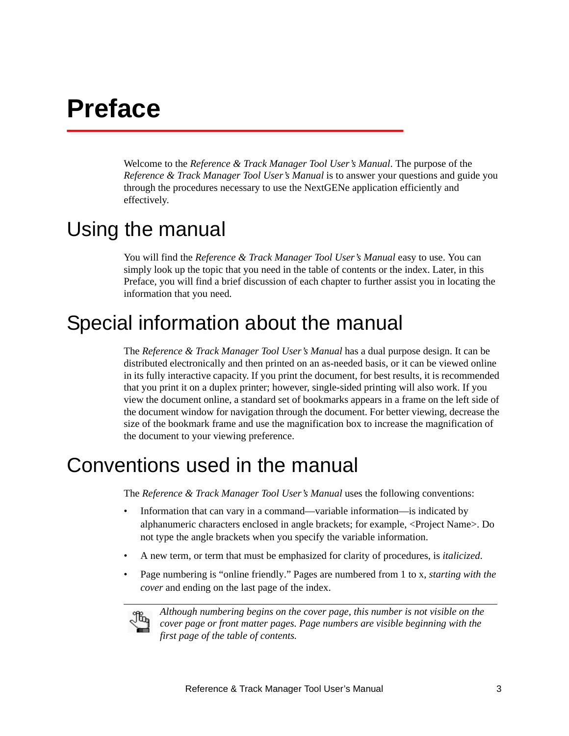# Preface

Welcome to the *Reference & Track Manager Tool User's Manual*. The purpose of the *Reference & Track Manager Tool User's Manual* is to answer your questions and guide you through the procedures necessary to use the NextGENe application efficiently and effectively.

## Using the manual

You will find the *Reference & Track Manager Tool User's Manual* easy to use. You can simply look up the topic that you need in the table of contents or the index. Later, in this Preface, you will find a brief discussion of each chapter to further assist you in locating the information that you need.

## Special information about the manual

The *Reference & Track Manager Tool User's Manual* has a dual purpose design. It can be distributed electronically and then printed on an as-needed basis, or it can be viewed online in its fully interactive capacity. If you print the document, for best results, it is recommended that you print it on a duplex printer; however, single-sided printing will also work. If you view the document online, a standard set of bookmarks appears in a frame on the left side of the document window for navigation through the document. For better viewing, decrease the size of the bookmark frame and use the magnification box to increase the magnification of the document to your viewing preference.

## Conventions used in the manual

The *Reference & Track Manager Tool User's Manual* uses the following conventions:

- Information that can vary in a command—variable information—is indicated by alphanumeric characters enclosed in angle brackets; for example, <Project Name>. Do not type the angle brackets when you specify the variable information.
- A new term, or term that must be emphasized for clarity of procedures, is *italicized*.
- Page numbering is "online friendly." Pages are numbered from 1 to x, *starting with the cover* and ending on the last page of the index.

*Although numbering begins on the cover page, this number is not visible on the cover page or front matter pages. Page numbers are visible beginning with the first page of the table of contents.*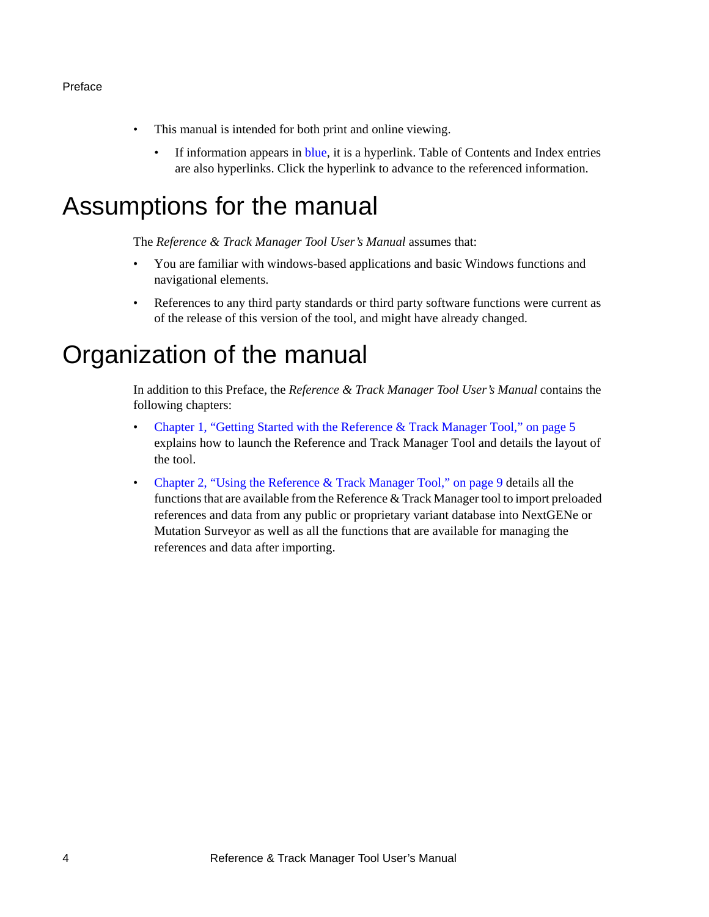- This manual is intended for both print and online viewing.
    - If information appears in blue, it is a hyperlink. Table of Contents and Index entries are also hyperlinks. Click the hyperlink to advance to the referenced information.

# Assumptions for the manual

The *Reference & Track Manager Tool User's Manual* assumes that:

- You are familiar with windows-based applications and basic Windows functions and navigational elements.
- References to any third party standards or third party software functions were current as of the release of this version of the tool, and might have already changed.

# Organization of the manual

In addition to this Preface, the *Reference & Track Manager Tool User's Manual* contains the following chapters:

- Chapter 1, "Getting Started with the Reference & Track Manager Tool," on page 5 explains how to launch the Reference and Track Manager Tool and details the layout of the tool.
- Chapter 2, "Using the Reference & Track Manager Tool," on page 9 details all the functions that are available from the Reference & Track Manager tool to import preloaded references and data from any public or proprietary variant database into NextGENe or Mutation Surveyor as well as all the functions that are available for managing the references and data after importing.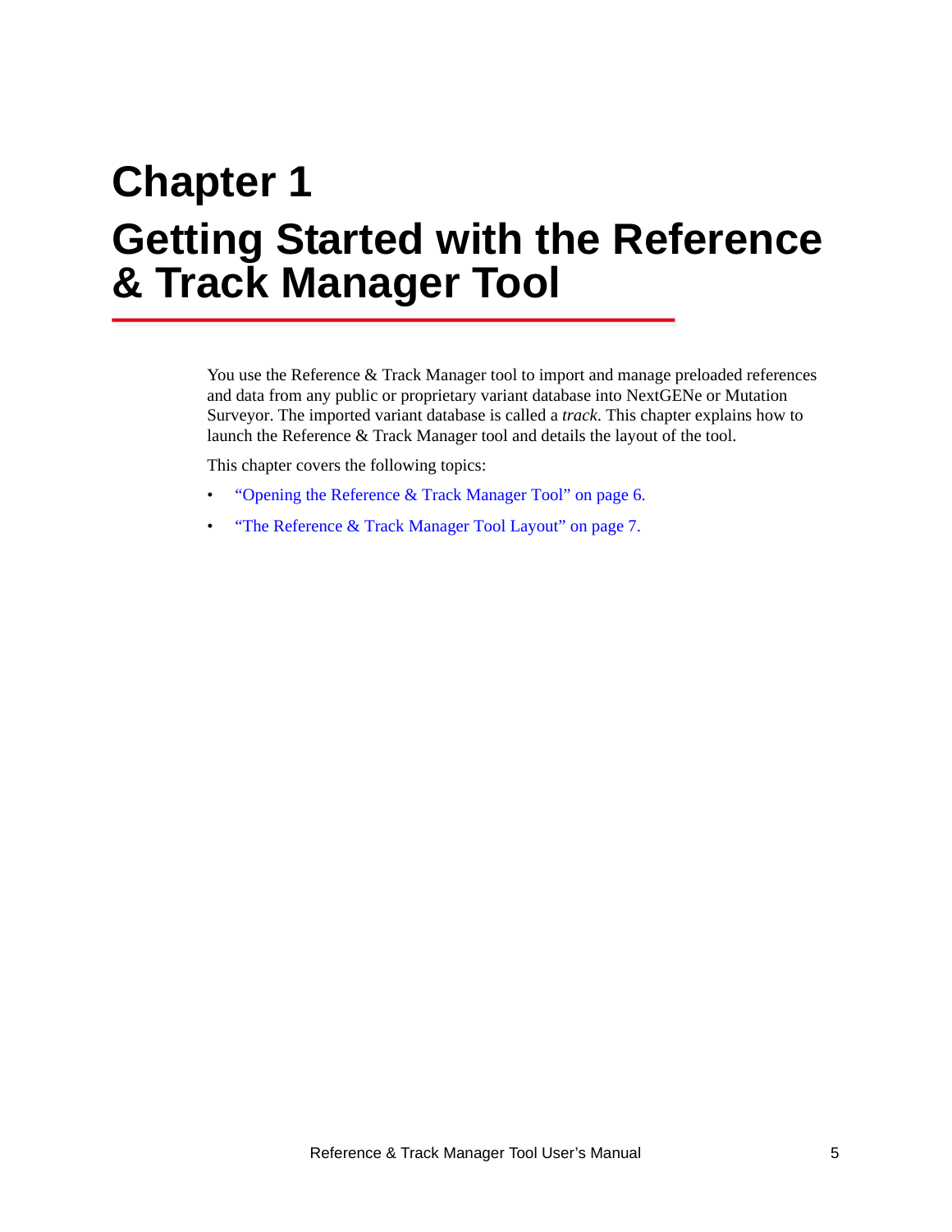# Chapter 1

# Getting Started with the Reference & Track Manager Tool

You use the Reference & Track Manager tool to import and manage preloaded references and data from any public or proprietary variant database into NextGENe or Mutation Surveyor. The imported variant database is called a *track*. This chapter explains how to launch the Reference & Track Manager tool and details the layout of the tool.

This chapter covers the following topics:

- "Opening the Reference & Track Manager Tool" on page 6.
- "The Reference & Track Manager Tool Layout" on page 7.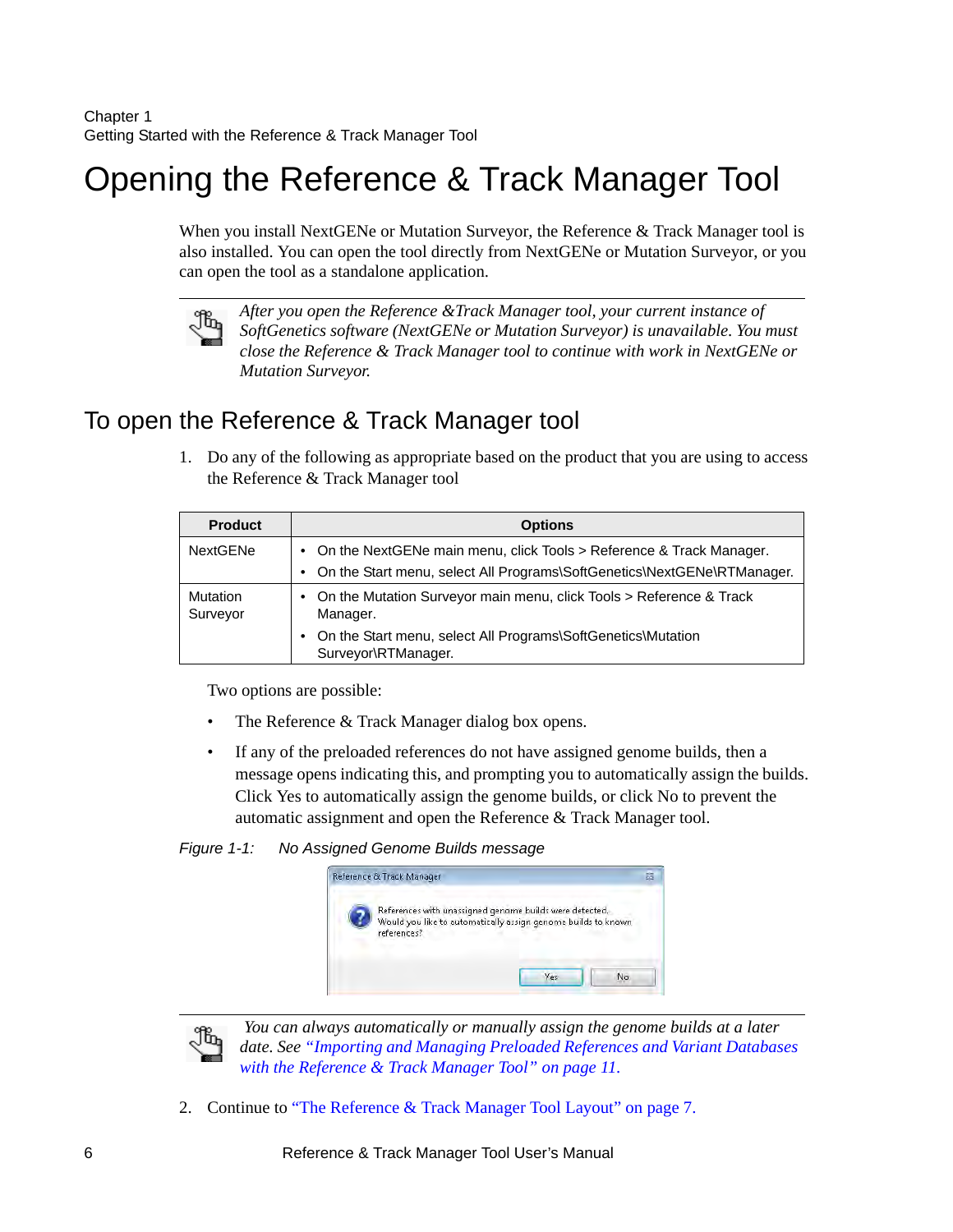# Opening the Reference & Track Manager Tool

When you install NextGENe or Mutation Surveyor, the Reference & Track Manager tool is also installed. You can open the tool directly from NextGENe or Mutation Surveyor, or you can open the tool as a standalone application.

*After you open the Reference &Track Manager tool, your current instance of SoftGenetics software (NextGENe or Mutation Surveyor) is unavailable. You must close the Reference & Track Manager tool to continue with work in NextGENe or Mutation Surveyor.*

## To open the Reference & Track Manager tool

1. Do any of the following as appropriate based on the product that you are using to access the Reference & Track Manager tool

| Product | Options |
|---|---|
| NextGENe | • On the NextGENe main menu, click Tools > Reference & Track Manager.<br>• On the Start menu, select All Programs\SoftGenetics\NextGENe\RTManager. |
| Mutation Surveyor | • On the Mutation Surveyor main menu, click Tools > Reference & Track Manager.<br>• On the Start menu, select All Programs\SoftGenetics\Mutation Surveyor\RTManager. |

Two options are possible:

- The Reference & Track Manager dialog box opens.
- If any of the preloaded references do not have assigned genome builds, then a message opens indicating this, and prompting you to automatically assign the builds. Click Yes to automatically assign the genome builds, or click No to prevent the automatic assignment and open the Reference & Track Manager tool.

*Figure 1-1:* *No Assigned Genome Builds message*

*You can always automatically or manually assign the genome builds at a later date. See "Importing and Managing Preloaded References and Variant Databases with the Reference & Track Manager Tool" on page 11.*

2. Continue to "The Reference & Track Manager Tool Layout" on page 7.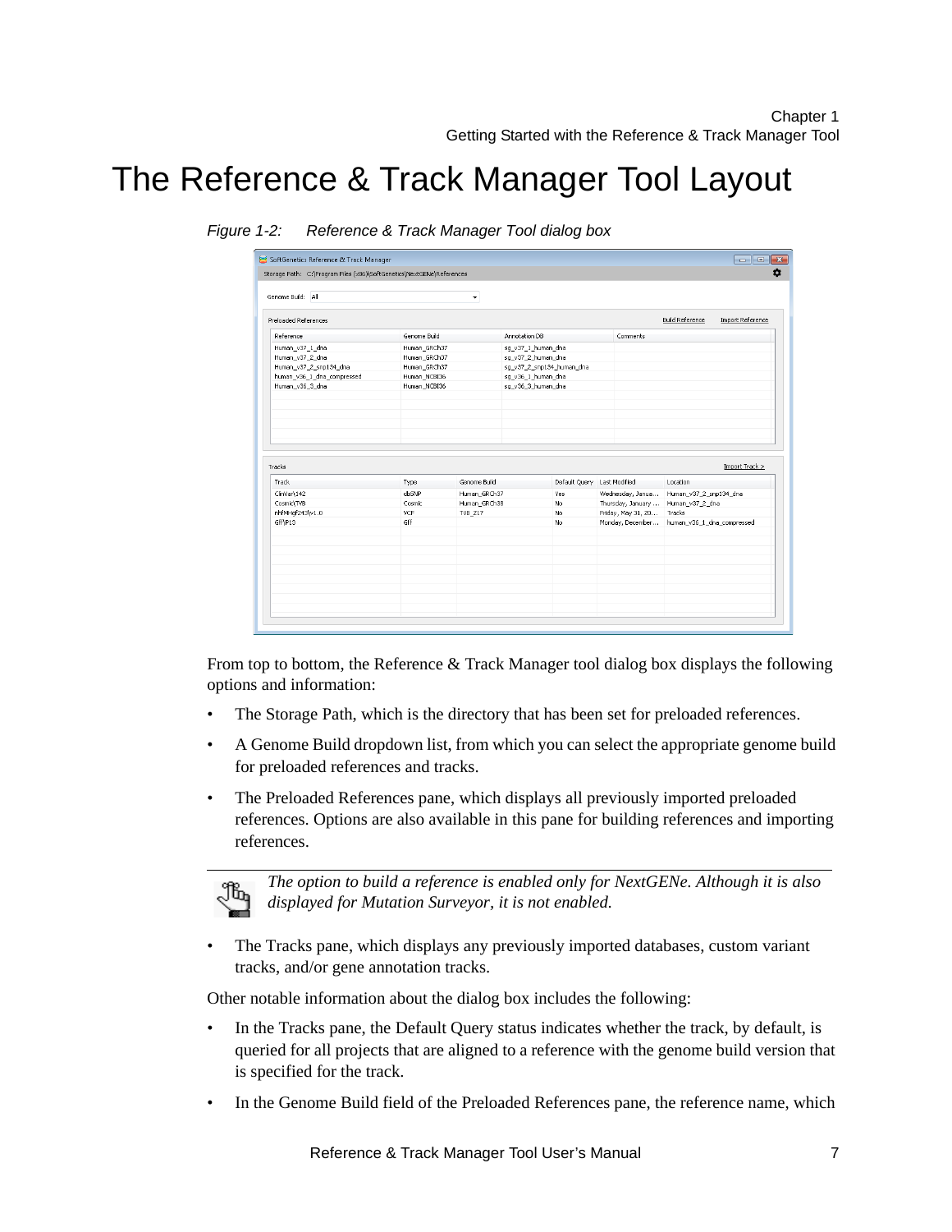# The Reference & Track Manager Tool Layout

*Figure 1-2: Reference & Track Manager Tool dialog box*

From top to bottom, the Reference & Track Manager tool dialog box displays the following options and information:

- The Storage Path, which is the directory that has been set for preloaded references.
- A Genome Build dropdown list, from which you can select the appropriate genome build for preloaded references and tracks.
- The Preloaded References pane, which displays all previously imported preloaded references. Options are also available in this pane for building references and importing references.

*The option to build a reference is enabled only for NextGENe. Although it is also displayed for Mutation Surveyor, it is not enabled.*

- The Tracks pane, which displays any previously imported databases, custom variant tracks, and/or gene annotation tracks.

Other notable information about the dialog box includes the following:

- In the Tracks pane, the Default Query status indicates whether the track, by default, is queried for all projects that are aligned to a reference with the genome build version that is specified for the track.
- In the Genome Build field of the Preloaded References pane, the reference name, which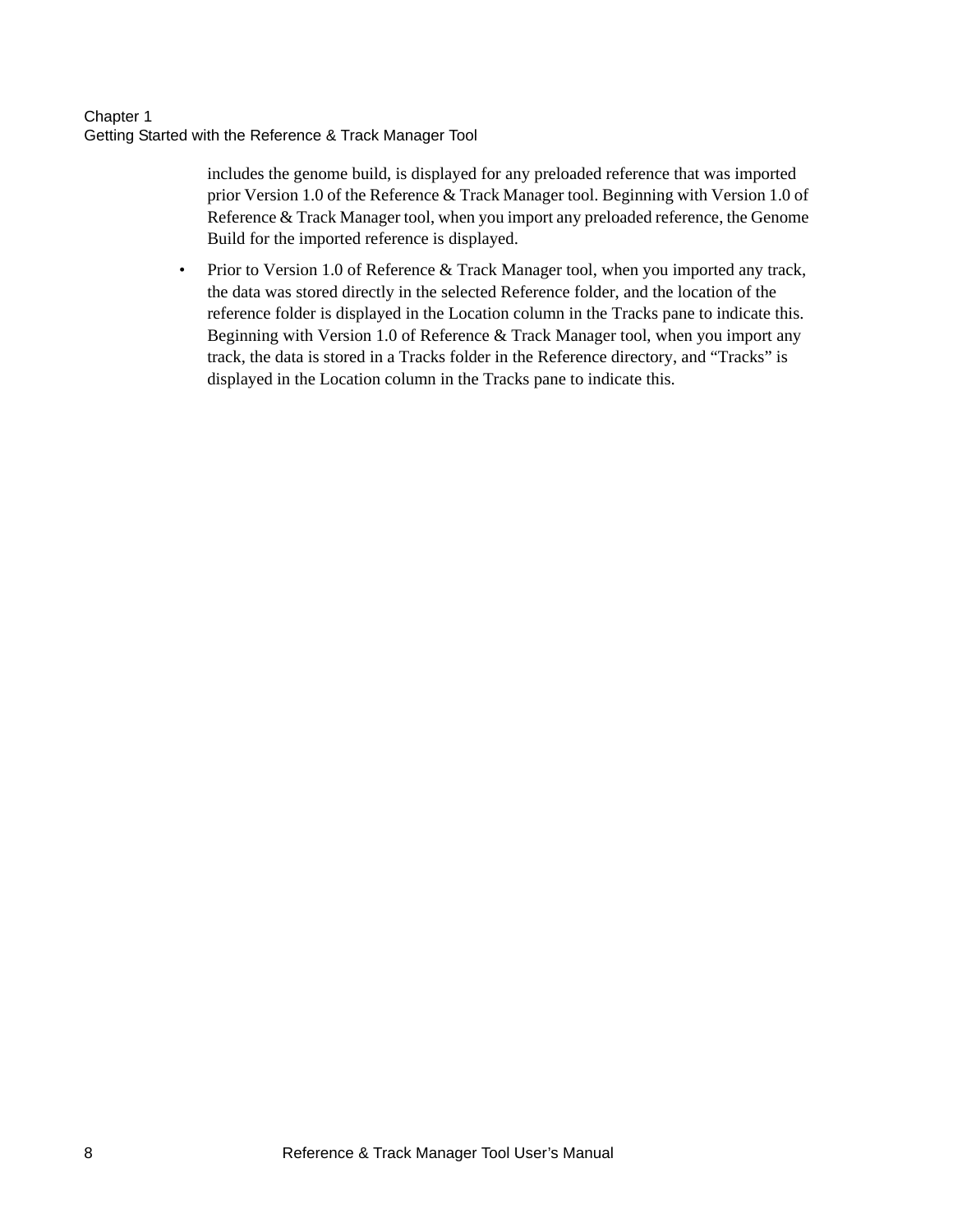includes the genome build, is displayed for any preloaded reference that was imported prior Version 1.0 of the Reference & Track Manager tool. Beginning with Version 1.0 of Reference & Track Manager tool, when you import any preloaded reference, the Genome Build for the imported reference is displayed.

- Prior to Version 1.0 of Reference & Track Manager tool, when you imported any track, the data was stored directly in the selected Reference folder, and the location of the reference folder is displayed in the Location column in the Tracks pane to indicate this. Beginning with Version 1.0 of Reference & Track Manager tool, when you import any track, the data is stored in a Tracks folder in the Reference directory, and “Tracks” is displayed in the Location column in the Tracks pane to indicate this.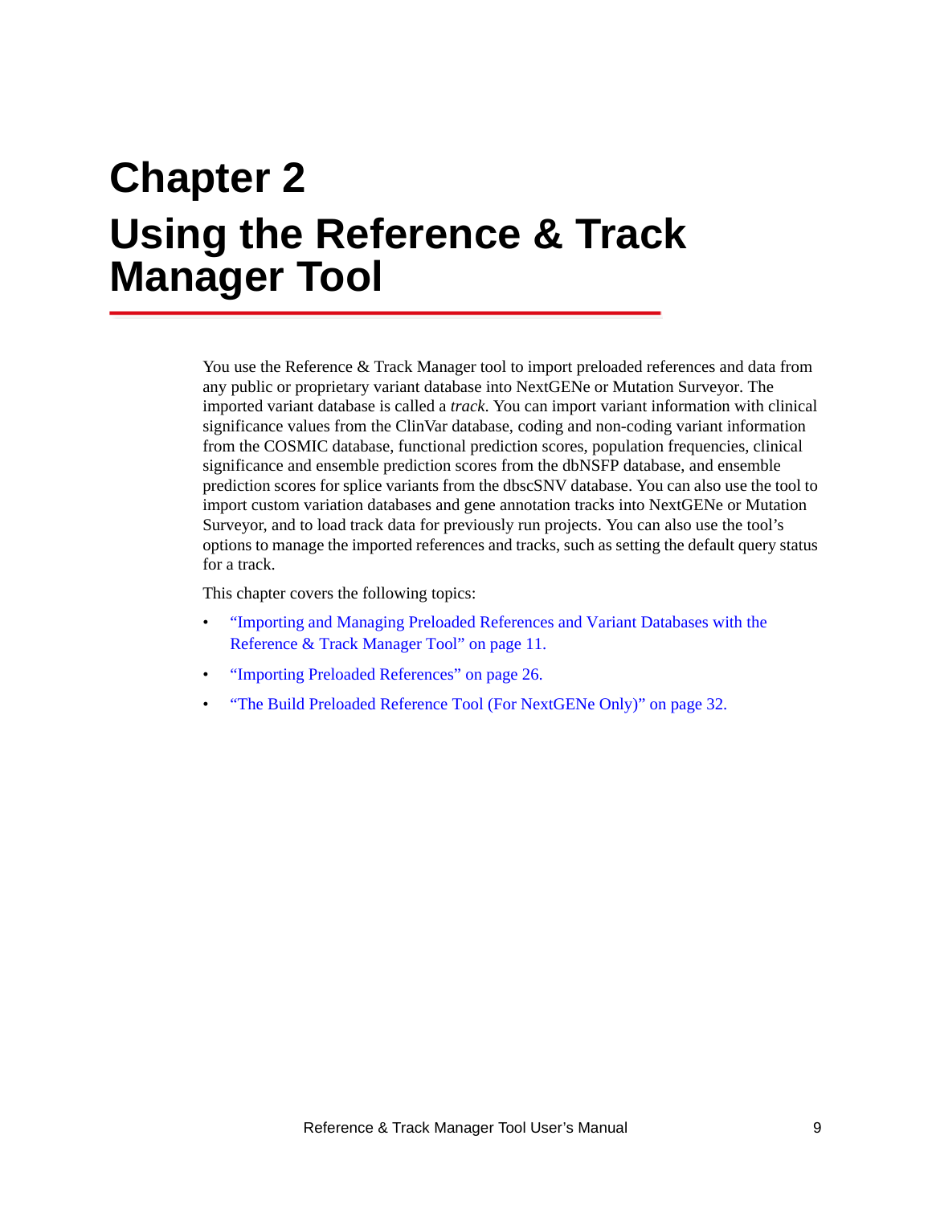# Chapter 2
# Using the Reference & Track Manager Tool

You use the Reference & Track Manager tool to import preloaded references and data from any public or proprietary variant database into NextGENe or Mutation Surveyor. The imported variant database is called a *track*. You can import variant information with clinical significance values from the ClinVar database, coding and non-coding variant information from the COSMIC database, functional prediction scores, population frequencies, clinical significance and ensemble prediction scores from the dbNSFP database, and ensemble prediction scores for splice variants from the dbscSNV database. You can also use the tool to import custom variation databases and gene annotation tracks into NextGENe or Mutation Surveyor, and to load track data for previously run projects. You can also use the tool's options to manage the imported references and tracks, such as setting the default query status for a track.

This chapter covers the following topics:

- "Importing and Managing Preloaded References and Variant Databases with the Reference & Track Manager Tool" on page 11.
- "Importing Preloaded References" on page 26.
- "The Build Preloaded Reference Tool (For NextGENe Only)" on page 32.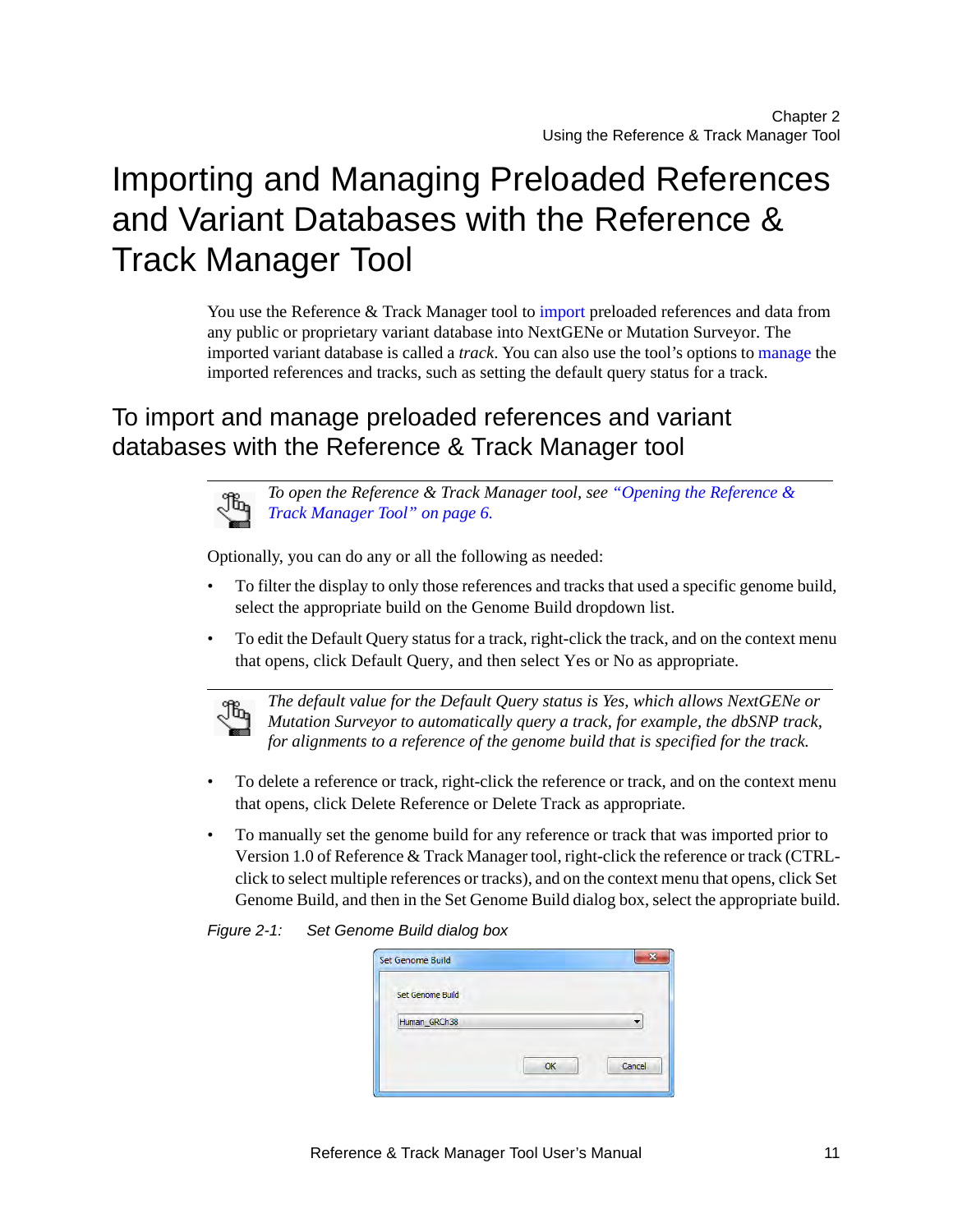# Importing and Managing Preloaded References and Variant Databases with the Reference & Track Manager Tool

You use the Reference & Track Manager tool to import preloaded references and data from any public or proprietary variant database into NextGENe or Mutation Surveyor. The imported variant database is called a *track*. You can also use the tool's options to manage the imported references and tracks, such as setting the default query status for a track.

## To import and manage preloaded references and variant databases with the Reference & Track Manager tool

*To open the Reference & Track Manager tool, see "Opening the Reference & Track Manager Tool" on page 6.*

Optionally, you can do any or all the following as needed:

- To filter the display to only those references and tracks that used a specific genome build, select the appropriate build on the Genome Build dropdown list.
- To edit the Default Query status for a track, right-click the track, and on the context menu that opens, click Default Query, and then select Yes or No as appropriate.

*The default value for the Default Query status is Yes, which allows NextGENe or Mutation Surveyor to automatically query a track, for example, the dbSNP track, for alignments to a reference of the genome build that is specified for the track.*

- To delete a reference or track, right-click the reference or track, and on the context menu that opens, click Delete Reference or Delete Track as appropriate.
- To manually set the genome build for any reference or track that was imported prior to Version 1.0 of Reference & Track Manager tool, right-click the reference or track (CTRL-click to select multiple references or tracks), and on the context menu that opens, click Set Genome Build, and then in the Set Genome Build dialog box, select the appropriate build.

*Figure 2-1: Set Genome Build dialog box*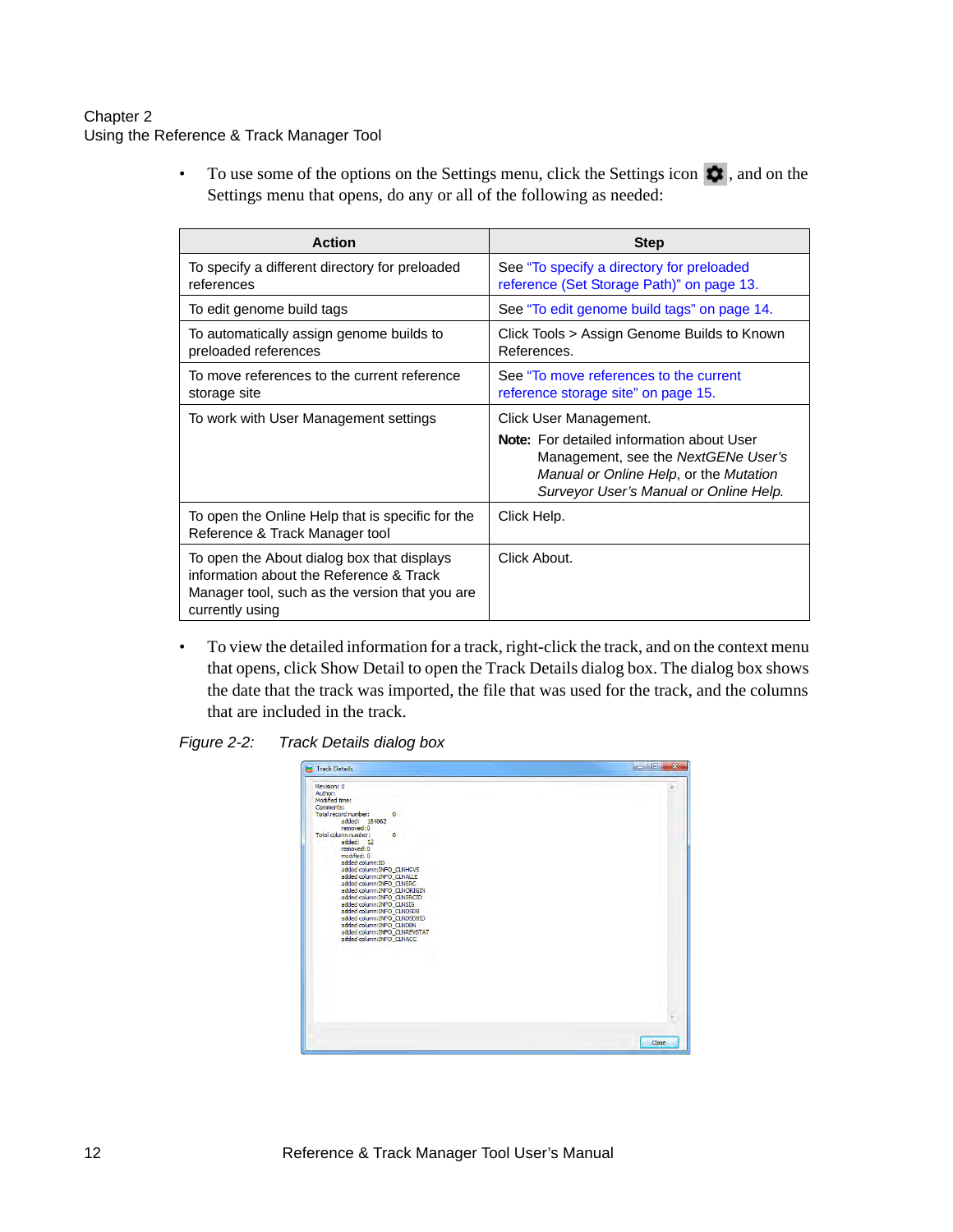- To use some of the options on the Settings menu, click the Settings icon, and on the Settings menu that opens, do any or all of the following as needed:

| Action | Step |
|---|---|
| To specify a different directory for preloaded references | See "To specify a directory for preloaded reference (Set Storage Path)" on page 13. |
| To edit genome build tags | See "To edit genome build tags" on page 14. |
| To automatically assign genome builds to preloaded references | Click Tools > Assign Genome Builds to Known References. |
| To move references to the current reference storage site | See "To move references to the current reference storage site" on page 15. |
| To work with User Management settings | Click User Management.<br>**Note:** For detailed information about User Management, see the *NextGENe User's Manual or Online Help*, or the *Mutation Surveyor User's Manual or Online Help.* |
| To open the Online Help that is specific for the Reference & Track Manager tool | Click Help. |
| To open the About dialog box that displays information about the Reference & Track Manager tool, such as the version that you are currently using | Click About. |

- To view the detailed information for a track, right-click the track, and on the context menu that opens, click Show Detail to open the Track Details dialog box. The dialog box shows the date that the track was imported, the file that was used for the track, and the columns that are included in the track.

*Figure 2-2:* *Track Details dialog box*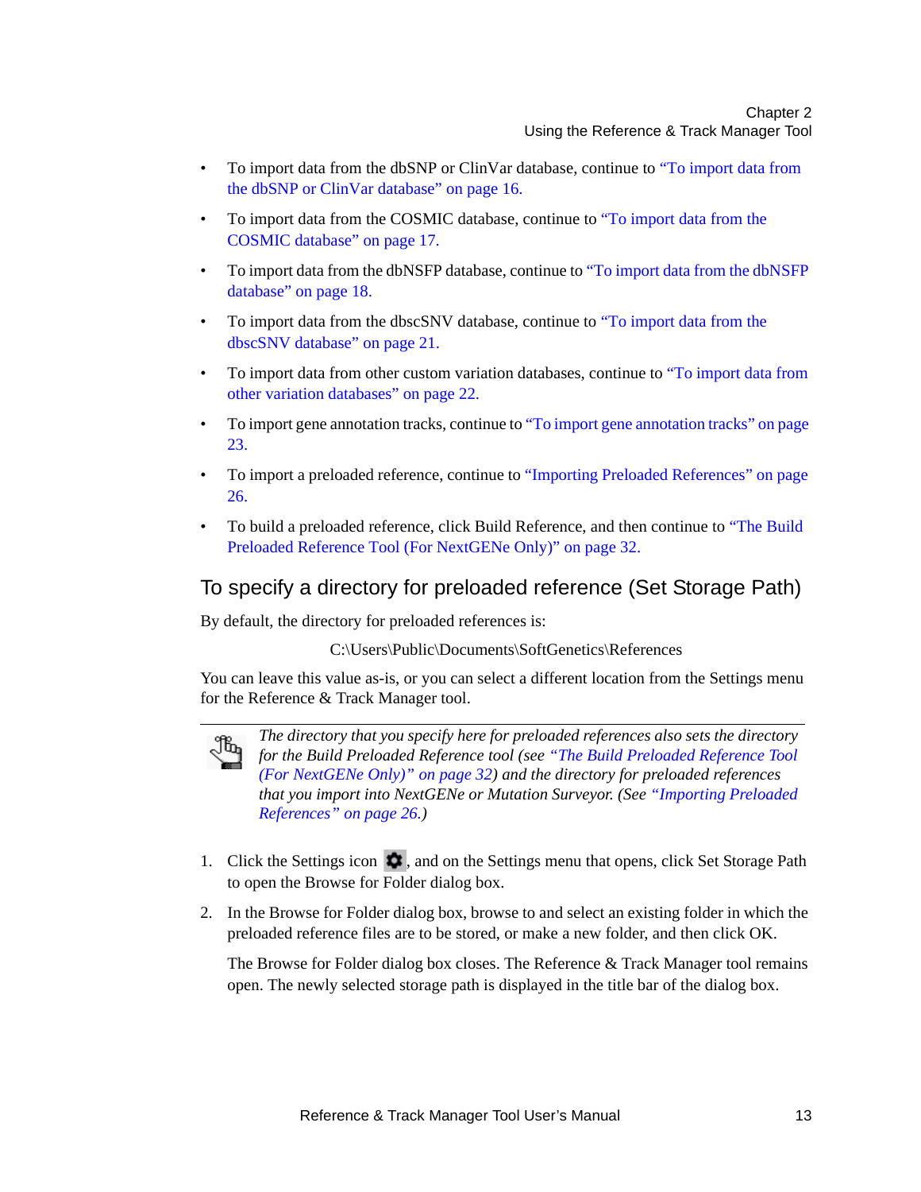- To import data from the dbSNP or ClinVar database, continue to "To import data from the dbSNP or ClinVar database" on page 16.
- To import data from the COSMIC database, continue to "To import data from the COSMIC database" on page 17.
- To import data from the dbNSFP database, continue to "To import data from the dbNSFP database" on page 18.
- To import data from the dbscSNV database, continue to "To import data from the dbscSNV database" on page 21.
- To import data from other custom variation databases, continue to "To import data from other variation databases" on page 22.
- To import gene annotation tracks, continue to "To import gene annotation tracks" on page 23.
- To import a preloaded reference, continue to "Importing Preloaded References" on page 26.
- To build a preloaded reference, click Build Reference, and then continue to "The Build Preloaded Reference Tool (For NextGENe Only)" on page 32.

## To specify a directory for preloaded reference (Set Storage Path)

By default, the directory for preloaded references is:

C:\Users\Public\Documents\SoftGenetics\References

You can leave this value as-is, or you can select a different location from the Settings menu for the Reference & Track Manager tool.

*The directory that you specify here for preloaded references also sets the directory for the Build Preloaded Reference tool (see "The Build Preloaded Reference Tool (For NextGENe Only)" on page 32) and the directory for preloaded references that you import into NextGENe or Mutation Surveyor. (See "Importing Preloaded References" on page 26.)*

1. Click the Settings icon, and on the Settings menu that opens, click Set Storage Path to open the Browse for Folder dialog box.
2. In the Browse for Folder dialog box, browse to and select an existing folder in which the preloaded reference files are to be stored, or make a new folder, and then click OK.

   The Browse for Folder dialog box closes. The Reference & Track Manager tool remains open. The newly selected storage path is displayed in the title bar of the dialog box.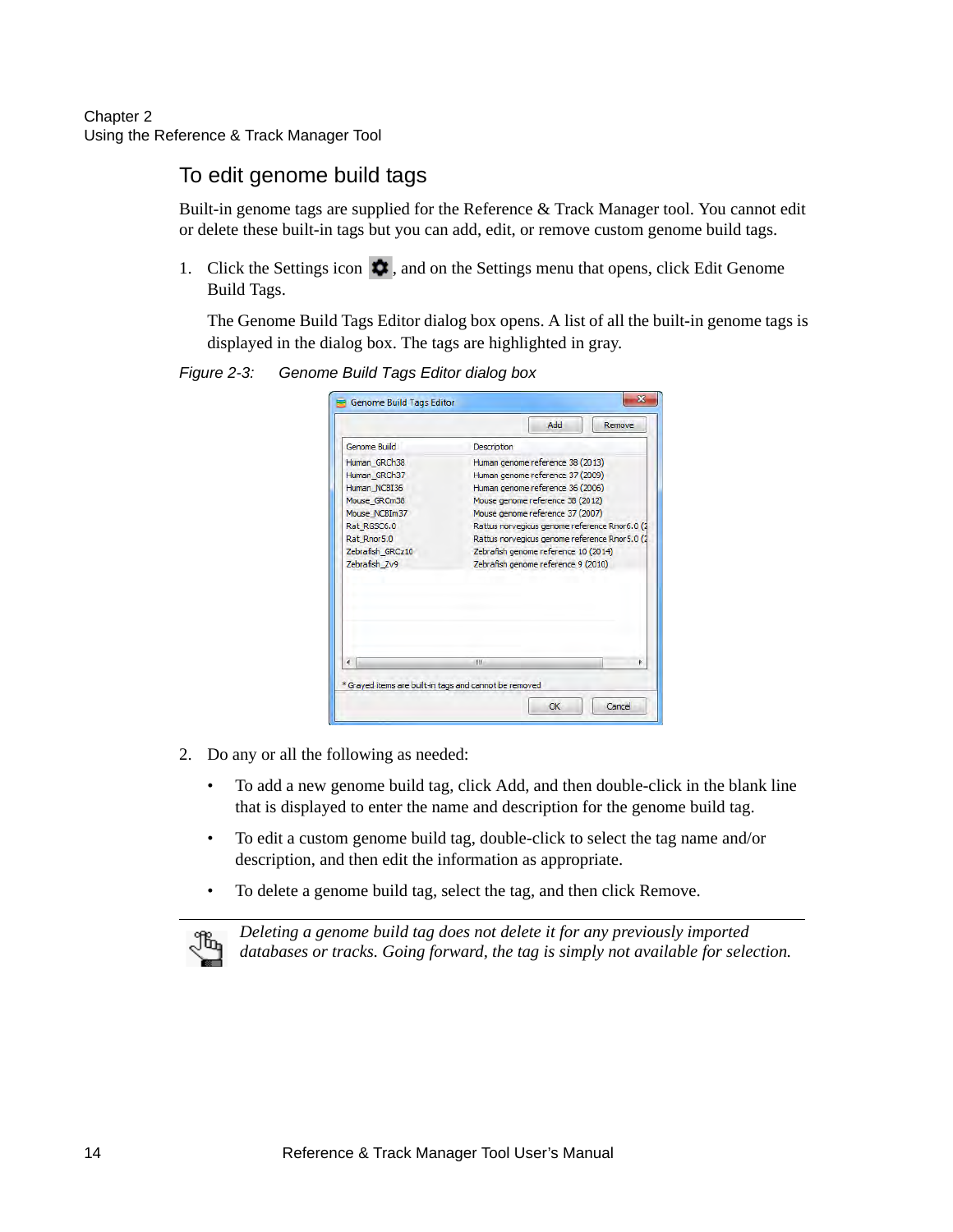## To edit genome build tags

Built-in genome tags are supplied for the Reference & Track Manager tool. You cannot edit or delete these built-in tags but you can add, edit, or remove custom genome build tags.

1. Click the Settings icon, and on the Settings menu that opens, click Edit Genome Build Tags.

   The Genome Build Tags Editor dialog box opens. A list of all the built-in genome tags is displayed in the dialog box. The tags are highlighted in gray.

*Figure 2-3: Genome Build Tags Editor dialog box*

2. Do any or all the following as needed:
   - To add a new genome build tag, click Add, and then double-click in the blank line that is displayed to enter the name and description for the genome build tag.
   - To edit a custom genome build tag, double-click to select the tag name and/or description, and then edit the information as appropriate.
   - To delete a genome build tag, select the tag, and then click Remove.

*Deleting a genome build tag does not delete it for any previously imported databases or tracks. Going forward, the tag is simply not available for selection.*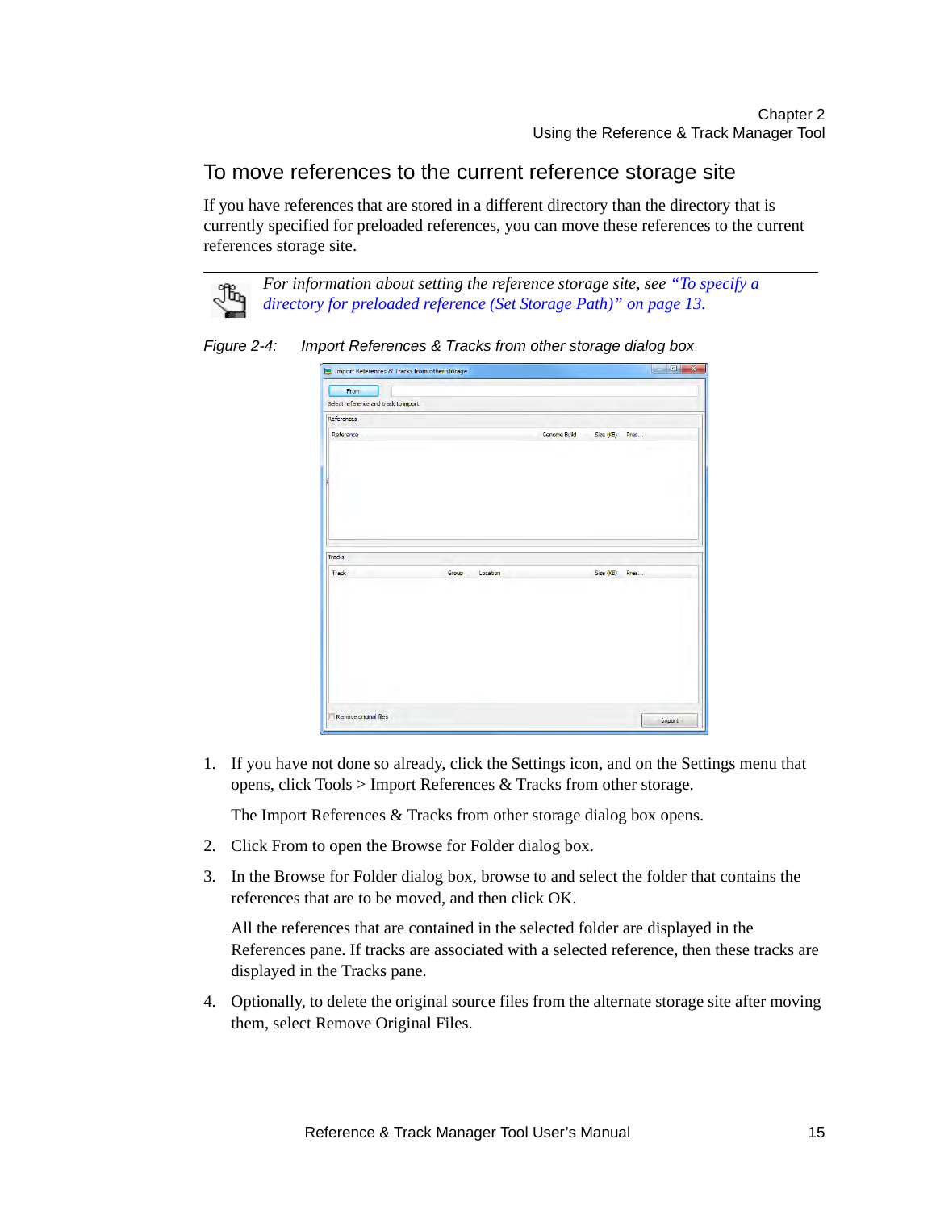## To move references to the current reference storage site

If you have references that are stored in a different directory than the directory that is currently specified for preloaded references, you can move these references to the current references storage site.

*For information about setting the reference storage site, see "To specify a directory for preloaded reference (Set Storage Path)" on page 13.*

*Figure 2-4: Import References & Tracks from other storage dialog box*

1. If you have not done so already, click the Settings icon, and on the Settings menu that opens, click Tools > Import References & Tracks from other storage.

   The Import References & Tracks from other storage dialog box opens.

2. Click From to open the Browse for Folder dialog box.

3. In the Browse for Folder dialog box, browse to and select the folder that contains the references that are to be moved, and then click OK.

   All the references that are contained in the selected folder are displayed in the References pane. If tracks are associated with a selected reference, then these tracks are displayed in the Tracks pane.

4. Optionally, to delete the original source files from the alternate storage site after moving them, select Remove Original Files.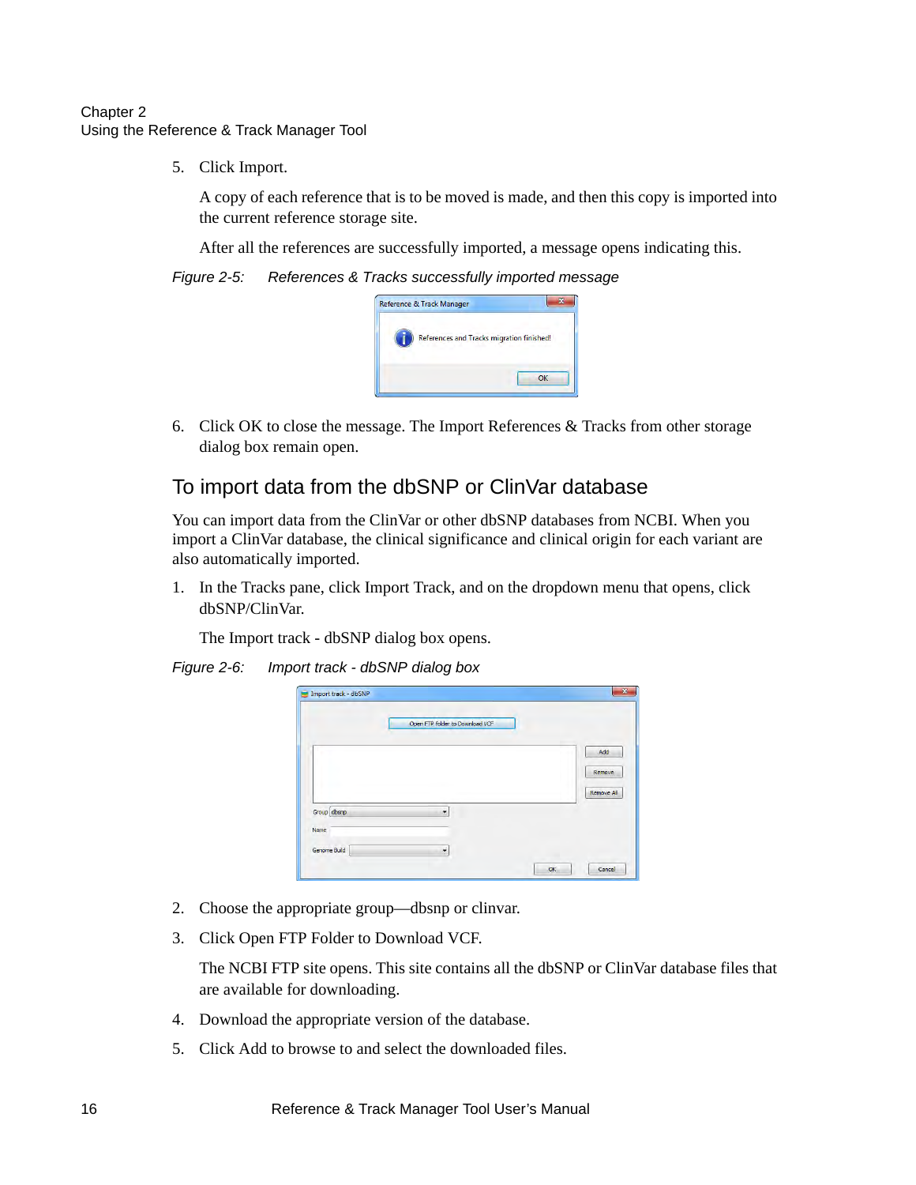5. Click Import.

   A copy of each reference that is to be moved is made, and then this copy is imported into the current reference storage site.

   After all the references are successfully imported, a message opens indicating this.

*Figure 2-5: References & Tracks successfully imported message*

6. Click OK to close the message. The Import References & Tracks from other storage dialog box remain open.

## To import data from the dbSNP or ClinVar database

You can import data from the ClinVar or other dbSNP databases from NCBI. When you import a ClinVar database, the clinical significance and clinical origin for each variant are also automatically imported.

1. In the Tracks pane, click Import Track, and on the dropdown menu that opens, click dbSNP/ClinVar.

   The Import track - dbSNP dialog box opens.

*Figure 2-6: Import track - dbSNP dialog box*

2. Choose the appropriate group—dbsnp or clinvar.
3. Click Open FTP Folder to Download VCF.

   The NCBI FTP site opens. This site contains all the dbSNP or ClinVar database files that are available for downloading.

4. Download the appropriate version of the database.
5. Click Add to browse to and select the downloaded files.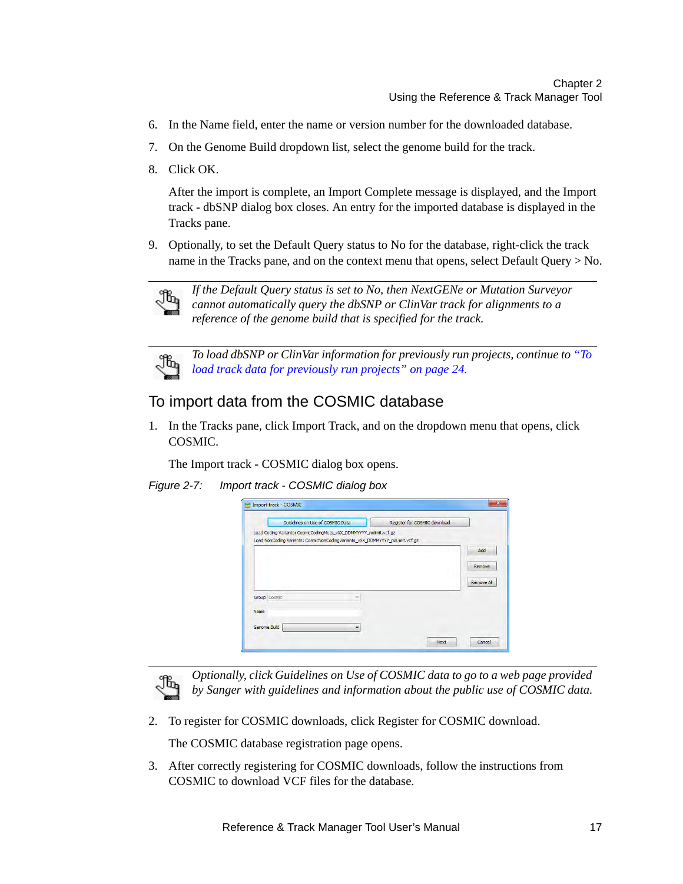6. In the Name field, enter the name or version number for the downloaded database.
7. On the Genome Build dropdown list, select the genome build for the track.
8. Click OK.

   After the import is complete, an Import Complete message is displayed, and the Import track - dbSNP dialog box closes. An entry for the imported database is displayed in the Tracks pane.

9. Optionally, to set the Default Query status to No for the database, right-click the track name in the Tracks pane, and on the context menu that opens, select Default Query > No.

*If the Default Query status is set to No, then NextGENe or Mutation Surveyor cannot automatically query the dbSNP or ClinVar track for alignments to a reference of the genome build that is specified for the track.*

*To load dbSNP or ClinVar information for previously run projects, continue to "To load track data for previously run projects" on page 24.*

## To import data from the COSMIC database

1. In the Tracks pane, click Import Track, and on the dropdown menu that opens, click COSMIC.

   The Import track - COSMIC dialog box opens.

*Figure 2-7: Import track - COSMIC dialog box*

*Optionally, click Guidelines on Use of COSMIC data to go to a web page provided by Sanger with guidelines and information about the public use of COSMIC data.*

2. To register for COSMIC downloads, click Register for COSMIC download.

   The COSMIC database registration page opens.

3. After correctly registering for COSMIC downloads, follow the instructions from COSMIC to download VCF files for the database.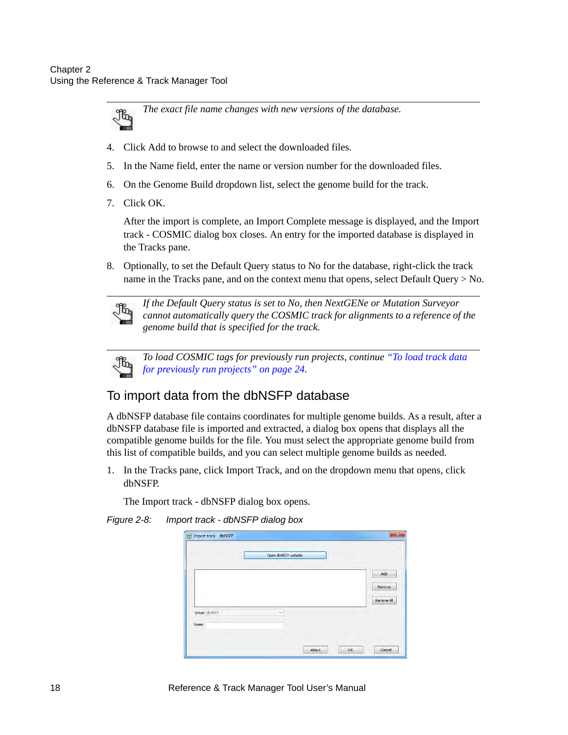*The exact file name changes with new versions of the database.*

4. Click Add to browse to and select the downloaded files.
5. In the Name field, enter the name or version number for the downloaded files.
6. On the Genome Build dropdown list, select the genome build for the track.
7. Click OK.

   After the import is complete, an Import Complete message is displayed, and the Import track - COSMIC dialog box closes. An entry for the imported database is displayed in the Tracks pane.

8. Optionally, to set the Default Query status to No for the database, right-click the track name in the Tracks pane, and on the context menu that opens, select Default Query > No.

*If the Default Query status is set to No, then NextGENe or Mutation Surveyor cannot automatically query the COSMIC track for alignments to a reference of the genome build that is specified for the track.*

*To load COSMIC tags for previously run projects, continue "To load track data for previously run projects" on page 24.*

## To import data from the dbNSFP database

A dbNSFP database file contains coordinates for multiple genome builds. As a result, after a dbNSFP database file is imported and extracted, a dialog box opens that displays all the compatible genome builds for the file. You must select the appropriate genome build from this list of compatible builds, and you can select multiple genome builds as needed.

1. In the Tracks pane, click Import Track, and on the dropdown menu that opens, click dbNSFP.

   The Import track - dbNSFP dialog box opens.

*Figure 2-8: Import track - dbNSFP dialog box*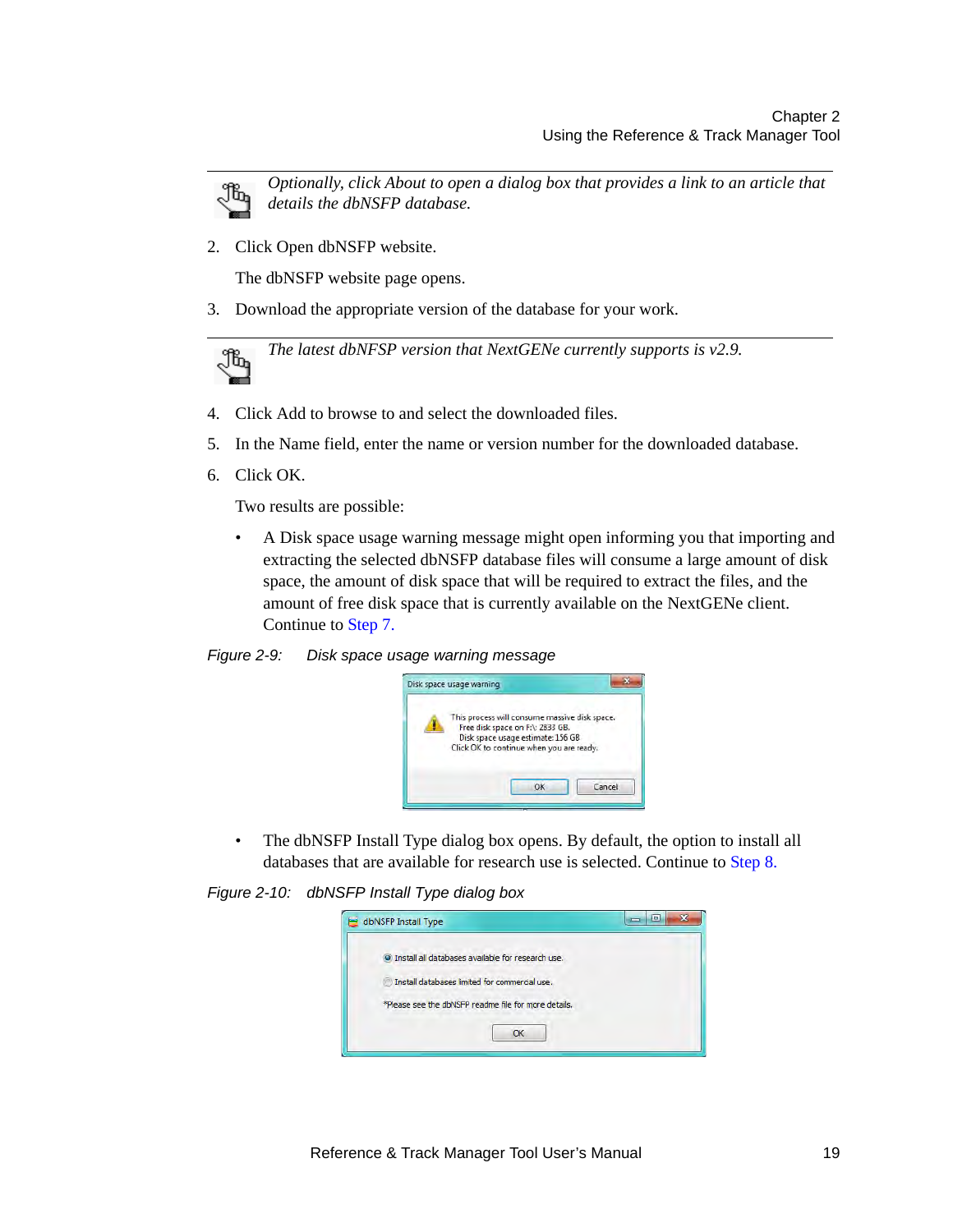*Optionally, click About to open a dialog box that provides a link to an article that details the dbNSFP database.*

2. Click Open dbNSFP website.

   The dbNSFP website page opens.

3. Download the appropriate version of the database for your work.

*The latest dbNFSP version that NextGENe currently supports is v2.9.*

4. Click Add to browse to and select the downloaded files.
5. In the Name field, enter the name or version number for the downloaded database.
6. Click OK.

   Two results are possible:

   - A Disk space usage warning message might open informing you that importing and extracting the selected dbNSFP database files will consume a large amount of disk space, the amount of disk space that will be required to extract the files, and the amount of free disk space that is currently available on the NextGENe client. Continue to Step 7.

*Figure 2-9: Disk space usage warning message*

   - The dbNSFP Install Type dialog box opens. By default, the option to install all databases that are available for research use is selected. Continue to Step 8.

*Figure 2-10: dbNSFP Install Type dialog box*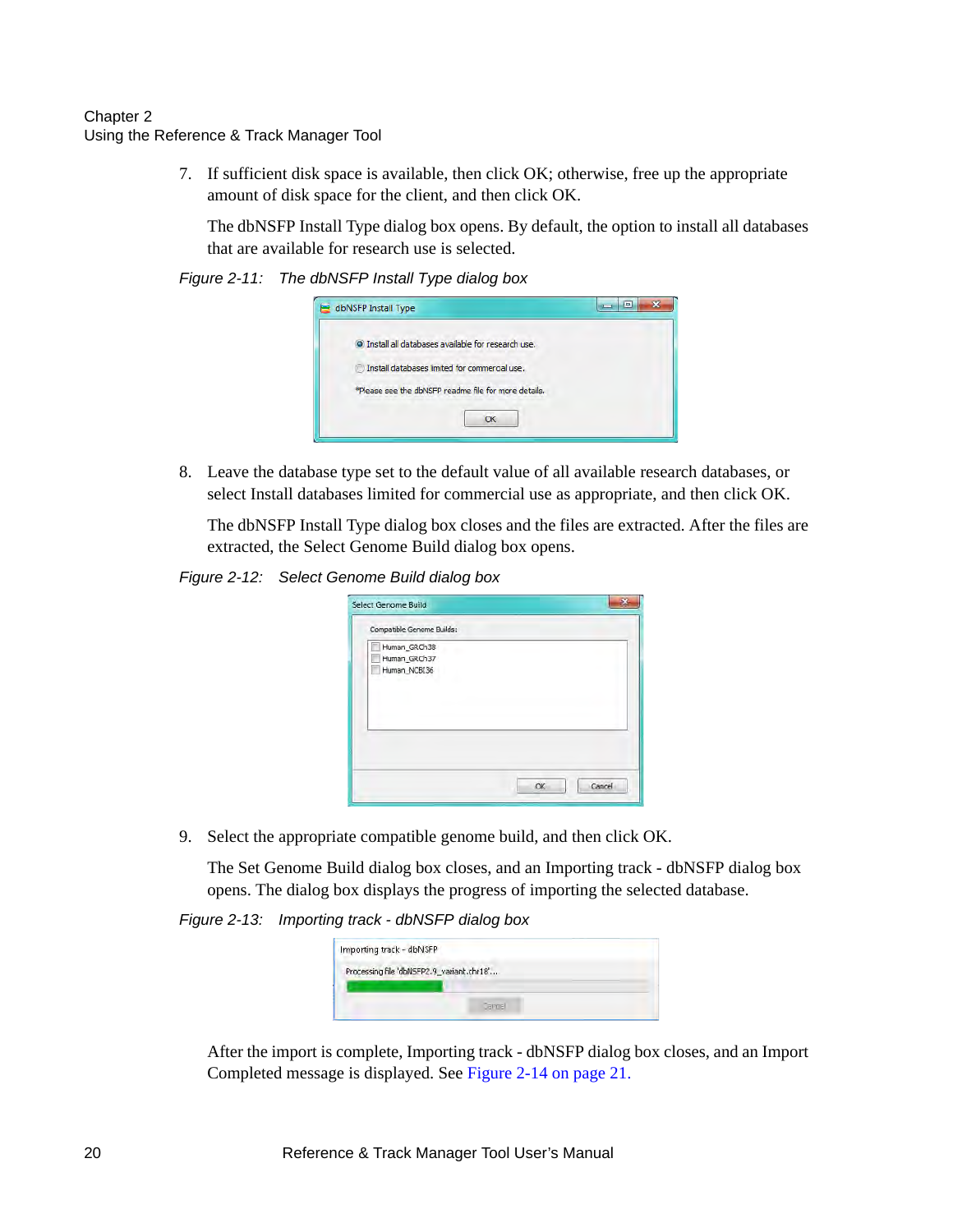7. If sufficient disk space is available, then click OK; otherwise, free up the appropriate amount of disk space for the client, and then click OK.

   The dbNSFP Install Type dialog box opens. By default, the option to install all databases that are available for research use is selected.

*Figure 2-11: The dbNSFP Install Type dialog box*

8. Leave the database type set to the default value of all available research databases, or select Install databases limited for commercial use as appropriate, and then click OK.

   The dbNSFP Install Type dialog box closes and the files are extracted. After the files are extracted, the Select Genome Build dialog box opens.

*Figure 2-12: Select Genome Build dialog box*

9. Select the appropriate compatible genome build, and then click OK.

   The Set Genome Build dialog box closes, and an Importing track - dbNSFP dialog box opens. The dialog box displays the progress of importing the selected database.

*Figure 2-13: Importing track - dbNSFP dialog box*

   After the import is complete, Importing track - dbNSFP dialog box closes, and an Import Completed message is displayed. See Figure 2-14 on page 21.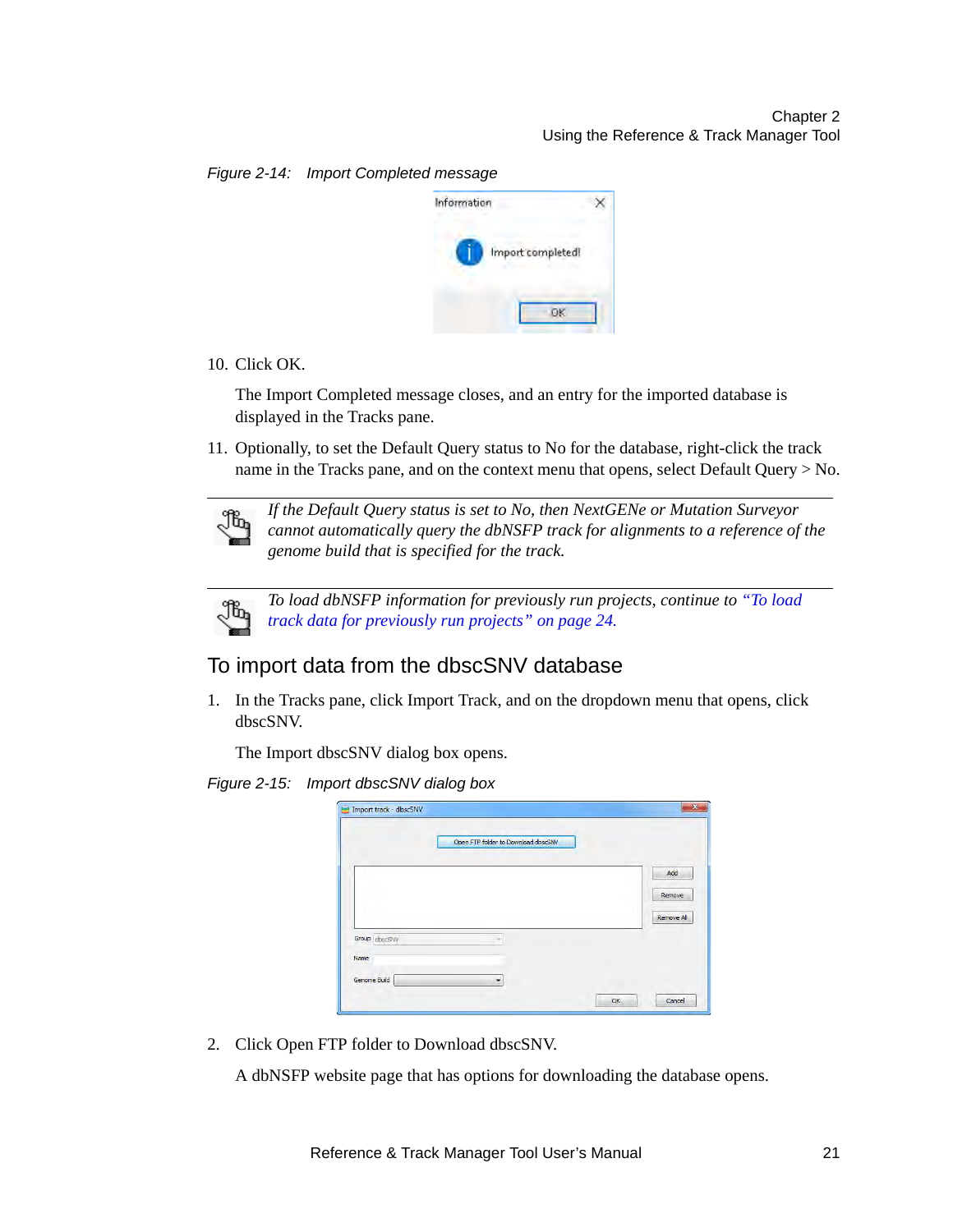*Figure 2-14: Import Completed message*

10. Click OK.

    The Import Completed message closes, and an entry for the imported database is displayed in the Tracks pane.

11. Optionally, to set the Default Query status to No for the database, right-click the track name in the Tracks pane, and on the context menu that opens, select Default Query > No.

*If the Default Query status is set to No, then NextGENe or Mutation Surveyor cannot automatically query the dbNSFP track for alignments to a reference of the genome build that is specified for the track.*

*To load dbNSFP information for previously run projects, continue to "To load track data for previously run projects" on page 24.*

## To import data from the dbscSNV database

1. In the Tracks pane, click Import Track, and on the dropdown menu that opens, click dbscSNV.

   The Import dbscSNV dialog box opens.

*Figure 2-15: Import dbscSNV dialog box*

2. Click Open FTP folder to Download dbscSNV.

   A dbNSFP website page that has options for downloading the database opens.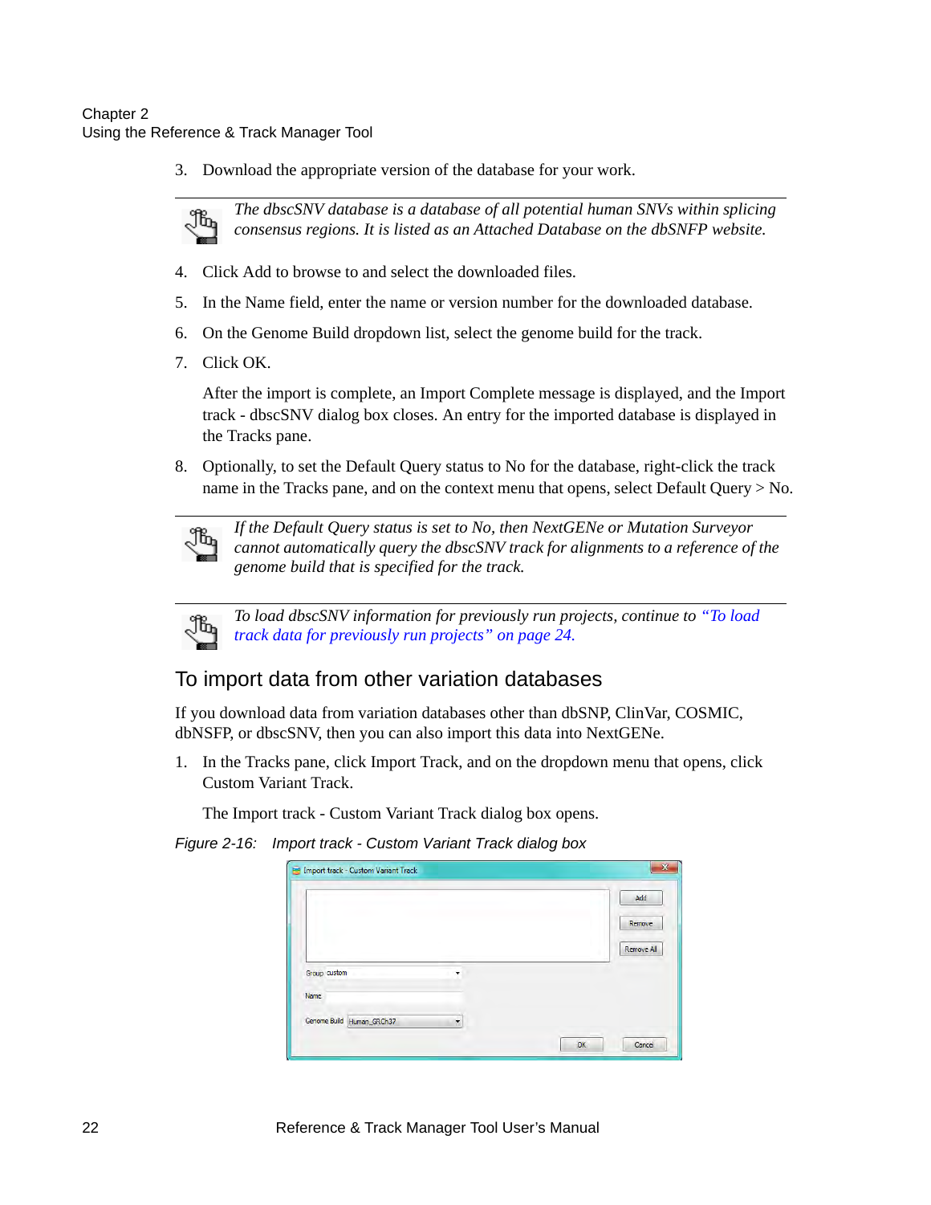3. Download the appropriate version of the database for your work.

> *The dbscSNV database is a database of all potential human SNVs within splicing consensus regions. It is listed as an Attached Database on the dbSNFP website.*

4. Click Add to browse to and select the downloaded files.
5. In the Name field, enter the name or version number for the downloaded database.
6. On the Genome Build dropdown list, select the genome build for the track.
7. Click OK.

   After the import is complete, an Import Complete message is displayed, and the Import track - dbscSNV dialog box closes. An entry for the imported database is displayed in the Tracks pane.

8. Optionally, to set the Default Query status to No for the database, right-click the track name in the Tracks pane, and on the context menu that opens, select Default Query > No.

> *If the Default Query status is set to No, then NextGENe or Mutation Surveyor cannot automatically query the dbscSNV track for alignments to a reference of the genome build that is specified for the track.*

> *To load dbscSNV information for previously run projects, continue to "To load track data for previously run projects" on page 24.*

## To import data from other variation databases

If you download data from variation databases other than dbSNP, ClinVar, COSMIC, dbNSFP, or dbscSNV, then you can also import this data into NextGENe.

1. In the Tracks pane, click Import Track, and on the dropdown menu that opens, click Custom Variant Track.

   The Import track - Custom Variant Track dialog box opens.

*Figure 2-16: Import track - Custom Variant Track dialog box*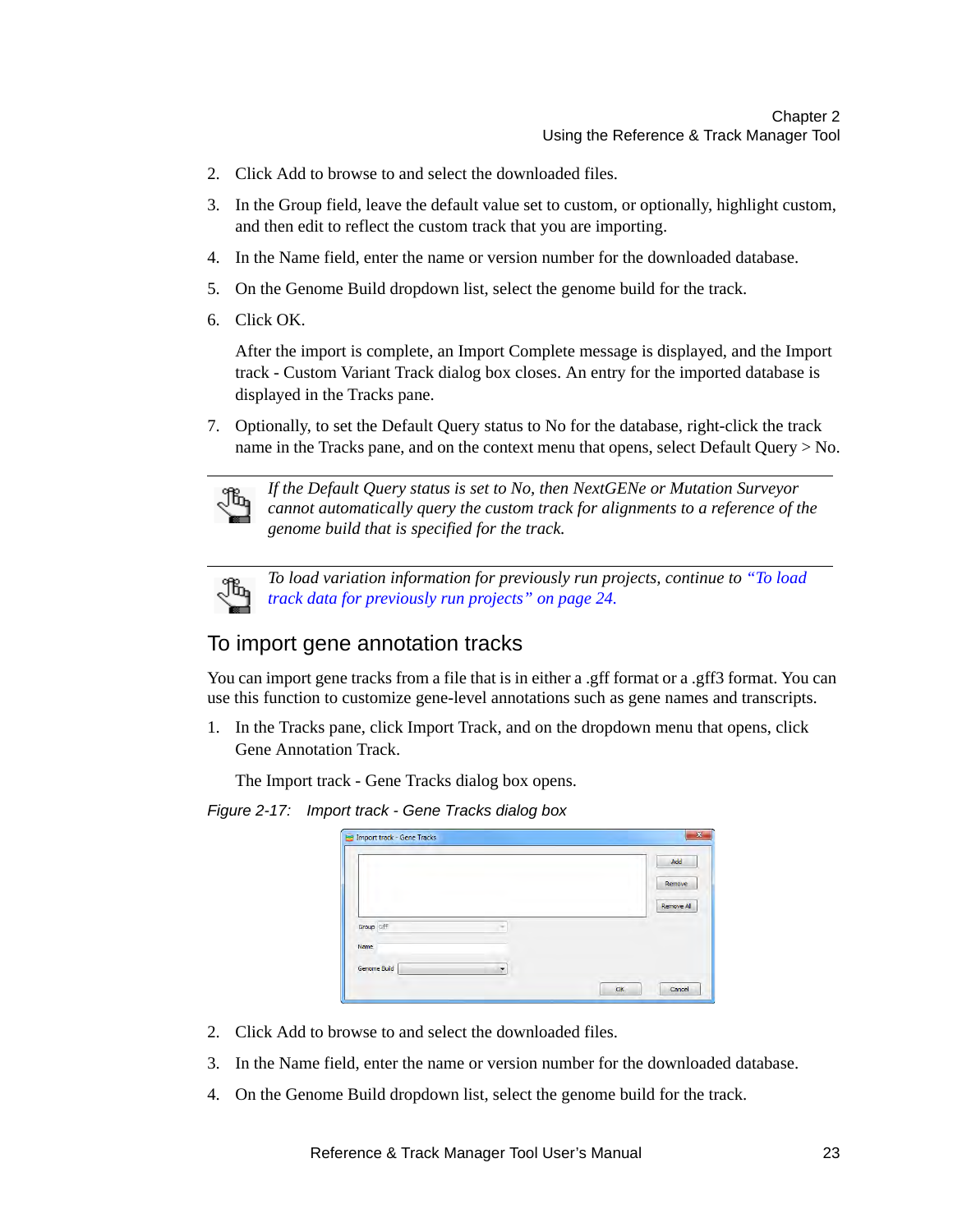2. Click Add to browse to and select the downloaded files.

3. In the Group field, leave the default value set to custom, or optionally, highlight custom, and then edit to reflect the custom track that you are importing.

4. In the Name field, enter the name or version number for the downloaded database.

5. On the Genome Build dropdown list, select the genome build for the track.

6. Click OK.

   After the import is complete, an Import Complete message is displayed, and the Import track - Custom Variant Track dialog box closes. An entry for the imported database is displayed in the Tracks pane.

7. Optionally, to set the Default Query status to No for the database, right-click the track name in the Tracks pane, and on the context menu that opens, select Default Query > No.

*If the Default Query status is set to No, then NextGENe or Mutation Surveyor cannot automatically query the custom track for alignments to a reference of the genome build that is specified for the track.*

*To load variation information for previously run projects, continue to "To load track data for previously run projects" on page 24.*

## To import gene annotation tracks

You can import gene tracks from a file that is in either a .gff format or a .gff3 format. You can use this function to customize gene-level annotations such as gene names and transcripts.

1. In the Tracks pane, click Import Track, and on the dropdown menu that opens, click Gene Annotation Track.

   The Import track - Gene Tracks dialog box opens.

*Figure 2-17: Import track - Gene Tracks dialog box*

2. Click Add to browse to and select the downloaded files.

3. In the Name field, enter the name or version number for the downloaded database.

4. On the Genome Build dropdown list, select the genome build for the track.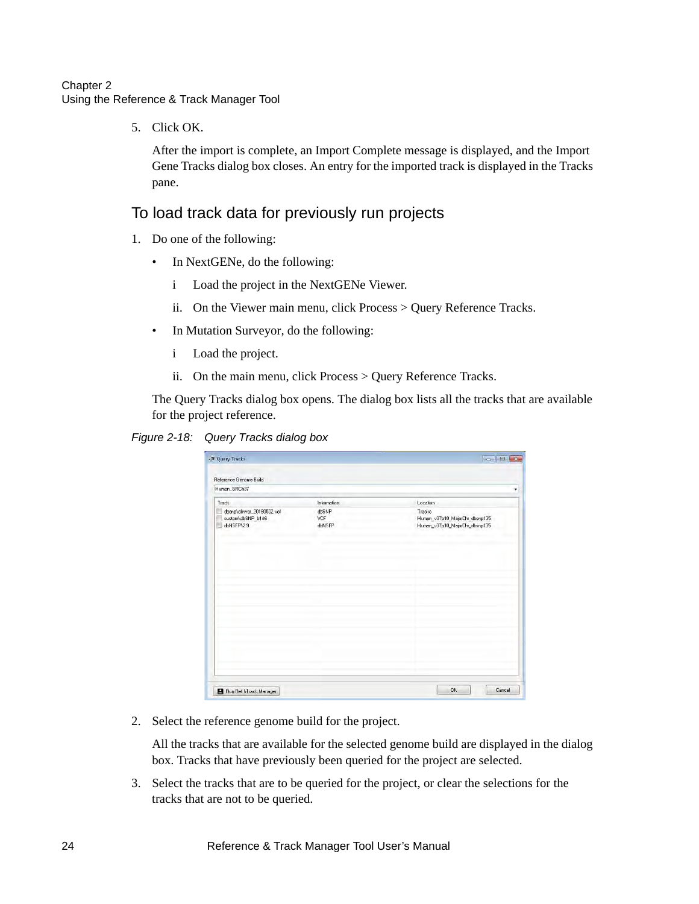5. Click OK.

   After the import is complete, an Import Complete message is displayed, and the Import Gene Tracks dialog box closes. An entry for the imported track is displayed in the Tracks pane.

## To load track data for previously run projects

1. Do one of the following:

   - In NextGENe, do the following:

     i Load the project in the NextGENe Viewer.

     ii. On the Viewer main menu, click Process > Query Reference Tracks.

   - In Mutation Surveyor, do the following:

     i Load the project.

     ii. On the main menu, click Process > Query Reference Tracks.

   The Query Tracks dialog box opens. The dialog box lists all the tracks that are available for the project reference.

*Figure 2-18: Query Tracks dialog box*

2. Select the reference genome build for the project.

   All the tracks that are available for the selected genome build are displayed in the dialog box. Tracks that have previously been queried for the project are selected.

3. Select the tracks that are to be queried for the project, or clear the selections for the tracks that are not to be queried.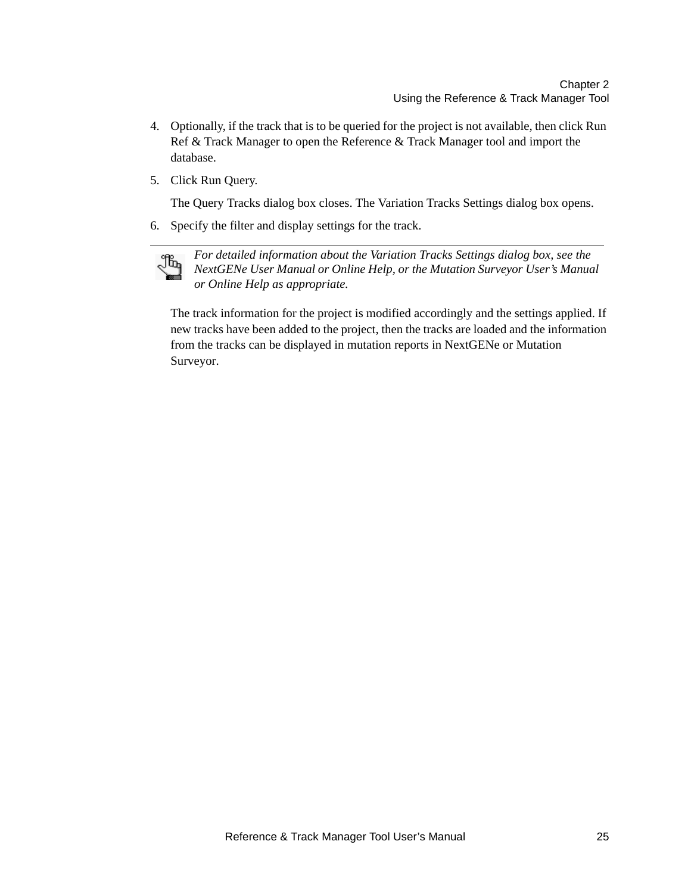4. Optionally, if the track that is to be queried for the project is not available, then click Run Ref & Track Manager to open the Reference & Track Manager tool and import the database.
5. Click Run Query.

   The Query Tracks dialog box closes. The Variation Tracks Settings dialog box opens.
6. Specify the filter and display settings for the track.

---

*For detailed information about the Variation Tracks Settings dialog box, see the NextGENe User Manual or Online Help, or the Mutation Surveyor User's Manual or Online Help as appropriate.*

The track information for the project is modified accordingly and the settings applied. If new tracks have been added to the project, then the tracks are loaded and the information from the tracks can be displayed in mutation reports in NextGENe or Mutation Surveyor.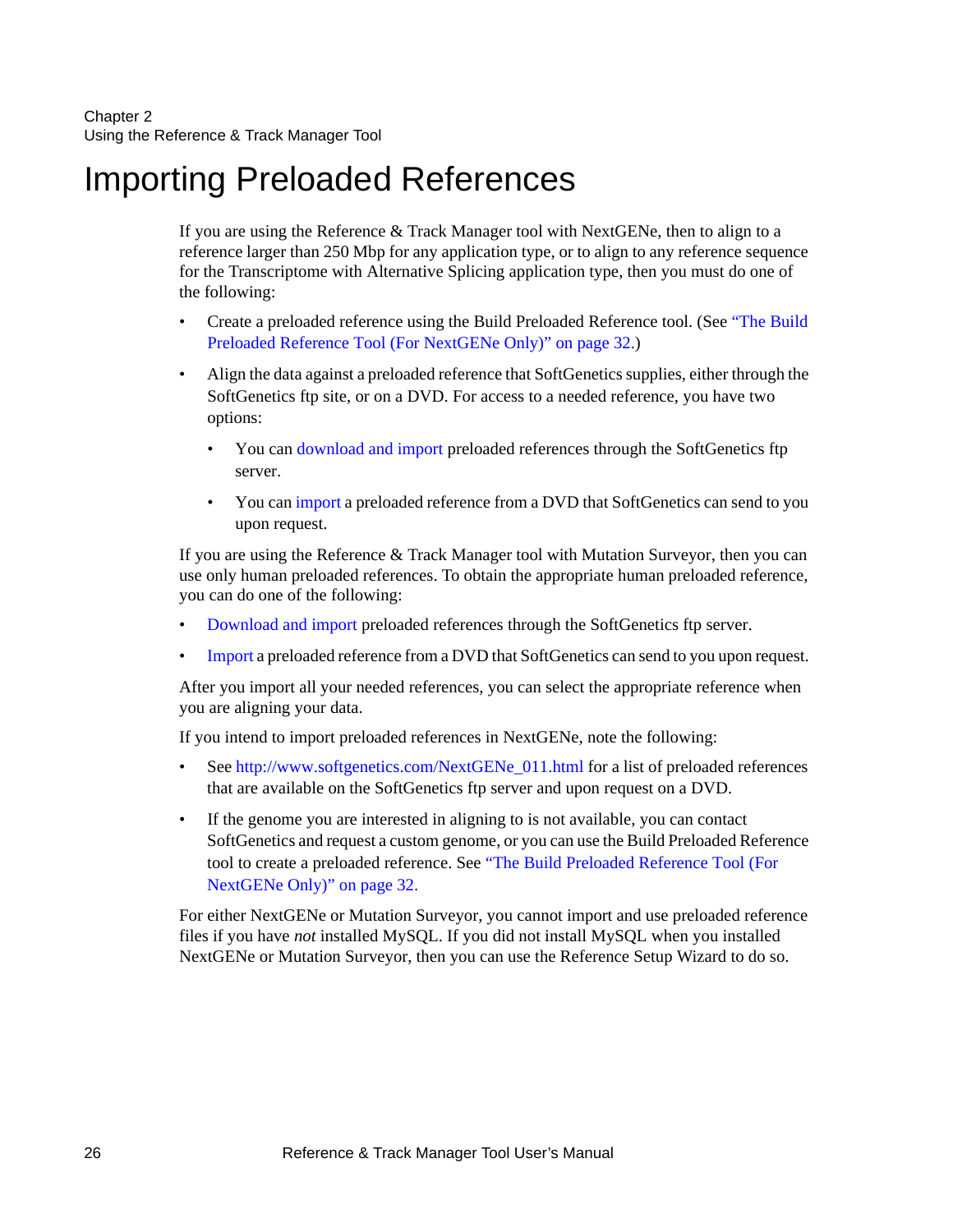# Importing Preloaded References

If you are using the Reference & Track Manager tool with NextGENe, then to align to a reference larger than 250 Mbp for any application type, or to align to any reference sequence for the Transcriptome with Alternative Splicing application type, then you must do one of the following:

- Create a preloaded reference using the Build Preloaded Reference tool. (See "The Build Preloaded Reference Tool (For NextGENe Only)" on page 32.)
- Align the data against a preloaded reference that SoftGenetics supplies, either through the SoftGenetics ftp site, or on a DVD. For access to a needed reference, you have two options:
  - You can download and import preloaded references through the SoftGenetics ftp server.
  - You can import a preloaded reference from a DVD that SoftGenetics can send to you upon request.

If you are using the Reference & Track Manager tool with Mutation Surveyor, then you can use only human preloaded references. To obtain the appropriate human preloaded reference, you can do one of the following:

- Download and import preloaded references through the SoftGenetics ftp server.
- Import a preloaded reference from a DVD that SoftGenetics can send to you upon request.

After you import all your needed references, you can select the appropriate reference when you are aligning your data.

If you intend to import preloaded references in NextGENe, note the following:

- See http://www.softgenetics.com/NextGENe_011.html for a list of preloaded references that are available on the SoftGenetics ftp server and upon request on a DVD.
- If the genome you are interested in aligning to is not available, you can contact SoftGenetics and request a custom genome, or you can use the Build Preloaded Reference tool to create a preloaded reference. See "The Build Preloaded Reference Tool (For NextGENe Only)" on page 32.

For either NextGENe or Mutation Surveyor, you cannot import and use preloaded reference files if you have *not* installed MySQL. If you did not install MySQL when you installed NextGENe or Mutation Surveyor, then you can use the Reference Setup Wizard to do so.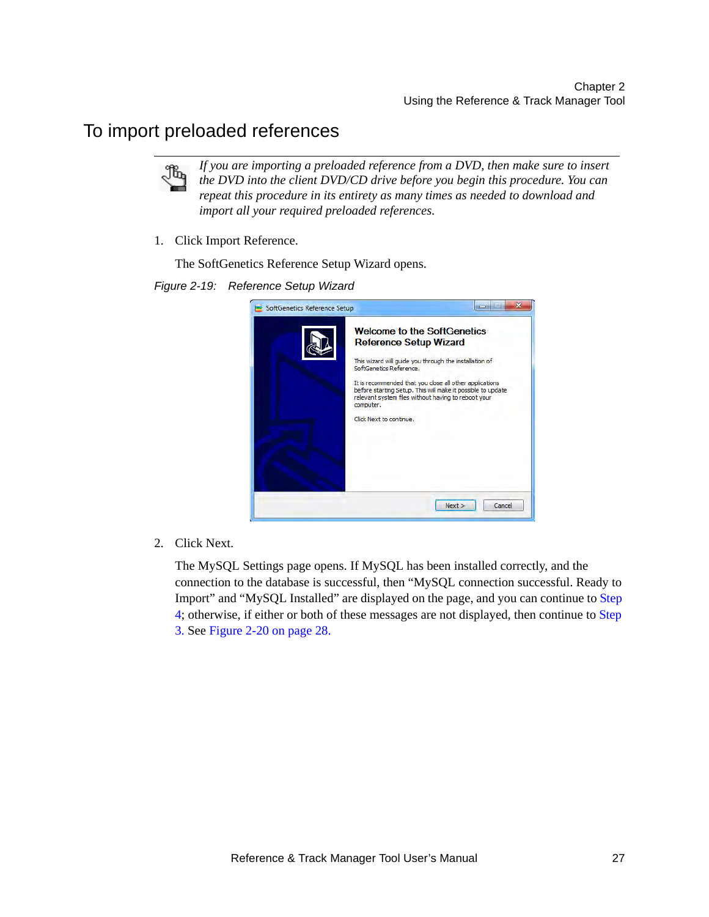# To import preloaded references

*If you are importing a preloaded reference from a DVD, then make sure to insert the DVD into the client DVD/CD drive before you begin this procedure. You can repeat this procedure in its entirety as many times as needed to download and import all your required preloaded references.*

1. Click Import Reference.

   The SoftGenetics Reference Setup Wizard opens.

*Figure 2-19: Reference Setup Wizard*

2. Click Next.

   The MySQL Settings page opens. If MySQL has been installed correctly, and the connection to the database is successful, then "MySQL connection successful. Ready to Import" and "MySQL Installed" are displayed on the page, and you can continue to Step 4; otherwise, if either or both of these messages are not displayed, then continue to Step 3. See Figure 2-20 on page 28.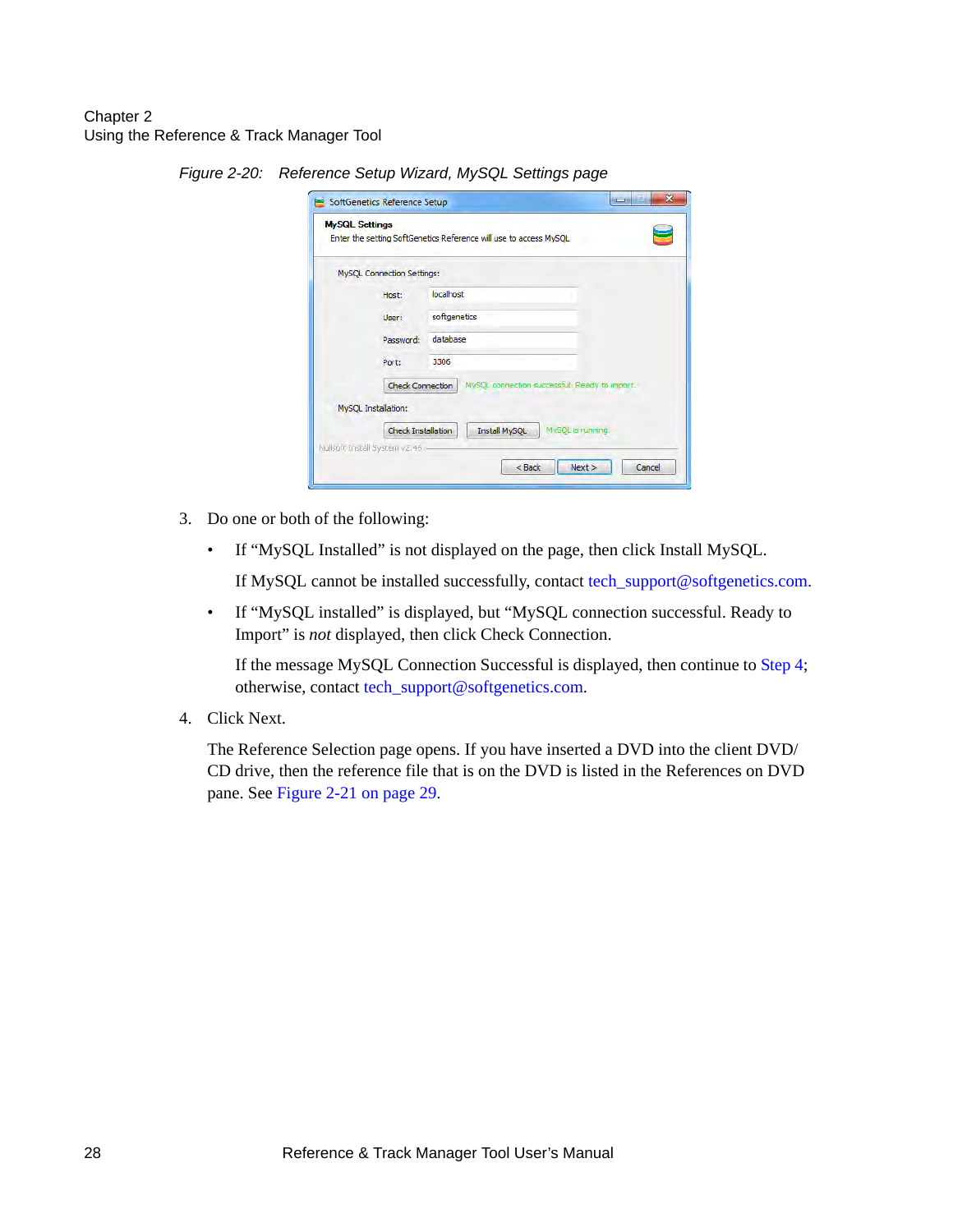*Figure 2-20: Reference Setup Wizard, MySQL Settings page*

3. Do one or both of the following:

   - If “MySQL Installed” is not displayed on the page, then click Install MySQL.

     If MySQL cannot be installed successfully, contact tech_support@softgenetics.com.

   - If “MySQL installed” is displayed, but “MySQL connection successful. Ready to Import” is *not* displayed, then click Check Connection.

     If the message MySQL Connection Successful is displayed, then continue to Step 4; otherwise, contact tech_support@softgenetics.com.

4. Click Next.

   The Reference Selection page opens. If you have inserted a DVD into the client DVD/CD drive, then the reference file that is on the DVD is listed in the References on DVD pane. See Figure 2-21 on page 29.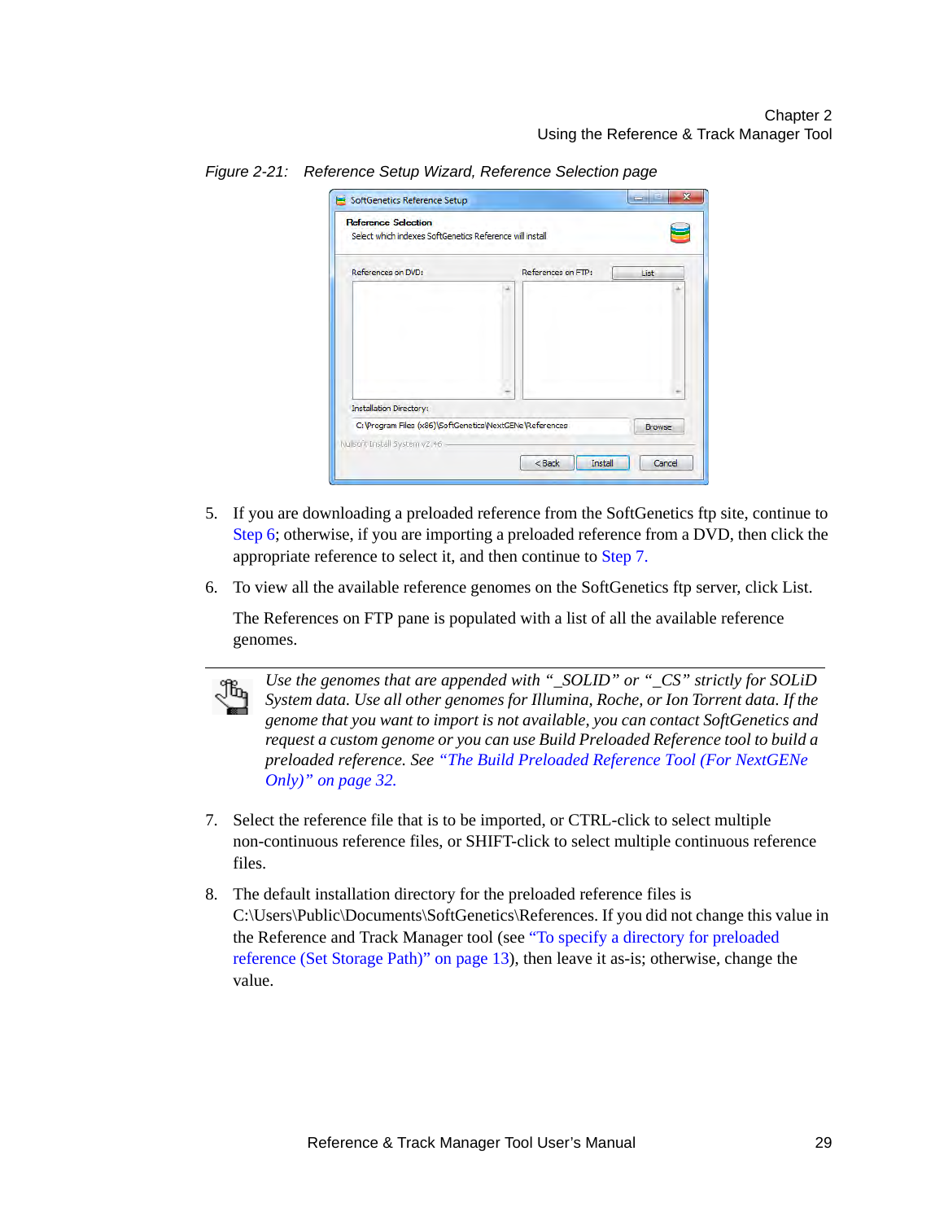*Figure 2-21: Reference Setup Wizard, Reference Selection page*

5. If you are downloading a preloaded reference from the SoftGenetics ftp site, continue to Step 6; otherwise, if you are importing a preloaded reference from a DVD, then click the appropriate reference to select it, and then continue to Step 7.

6. To view all the available reference genomes on the SoftGenetics ftp server, click List.

   The References on FTP pane is populated with a list of all the available reference genomes.

---

*Use the genomes that are appended with "_SOLID" or "_CS" strictly for SOLiD System data. Use all other genomes for Illumina, Roche, or Ion Torrent data. If the genome that you want to import is not available, you can contact SoftGenetics and request a custom genome or you can use Build Preloaded Reference tool to build a preloaded reference. See "The Build Preloaded Reference Tool (For NextGENe Only)" on page 32.*

7. Select the reference file that is to be imported, or CTRL-click to select multiple non-continuous reference files, or SHIFT-click to select multiple continuous reference files.

8. The default installation directory for the preloaded reference files is C:\Users\Public\Documents\SoftGenetics\References. If you did not change this value in the Reference and Track Manager tool (see "To specify a directory for preloaded reference (Set Storage Path)" on page 13), then leave it as-is; otherwise, change the value.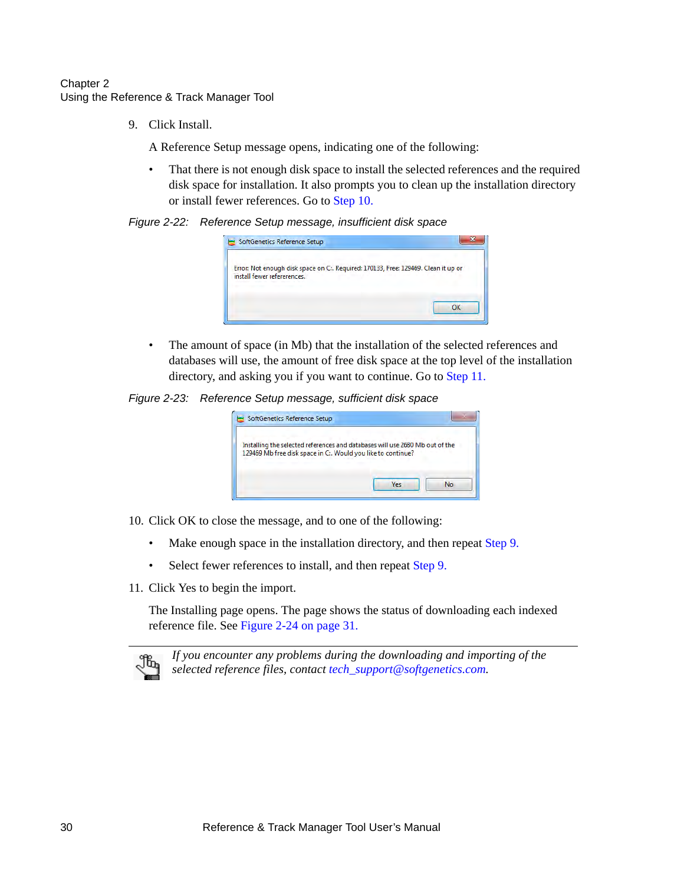9. Click Install.

   A Reference Setup message opens, indicating one of the following:

   - That there is not enough disk space to install the selected references and the required disk space for installation. It also prompts you to clean up the installation directory or install fewer references. Go to Step 10.

*Figure 2-22: Reference Setup message, insufficient disk space*

   - The amount of space (in Mb) that the installation of the selected references and databases will use, the amount of free disk space at the top level of the installation directory, and asking you if you want to continue. Go to Step 11.

*Figure 2-23: Reference Setup message, sufficient disk space*

10. Click OK to close the message, and to one of the following:

    - Make enough space in the installation directory, and then repeat Step 9.
    - Select fewer references to install, and then repeat Step 9.

11. Click Yes to begin the import.

    The Installing page opens. The page shows the status of downloading each indexed reference file. See Figure 2-24 on page 31.

---

*If you encounter any problems during the downloading and importing of the selected reference files, contact tech_support@softgenetics.com.*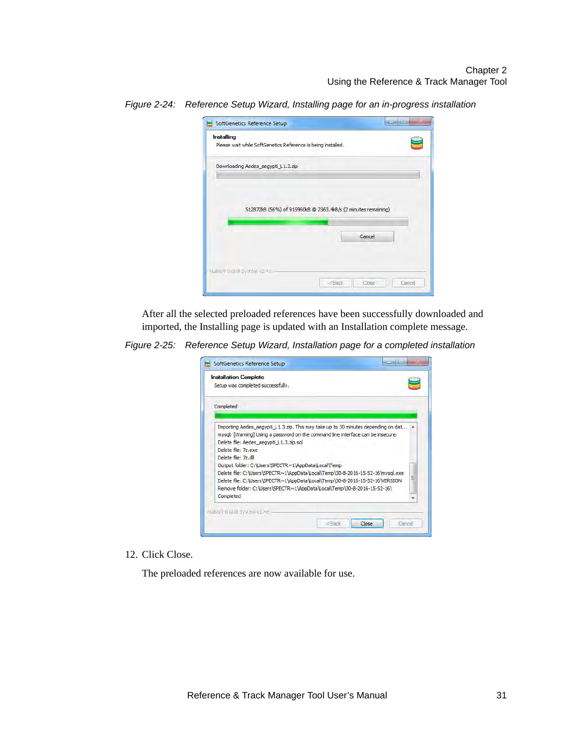*Figure 2-24: Reference Setup Wizard, Installing page for an in-progress installation*

After all the selected preloaded references have been successfully downloaded and imported, the Installing page is updated with an Installation complete message.

*Figure 2-25: Reference Setup Wizard, Installation page for a completed installation*

12. Click Close.

    The preloaded references are now available for use.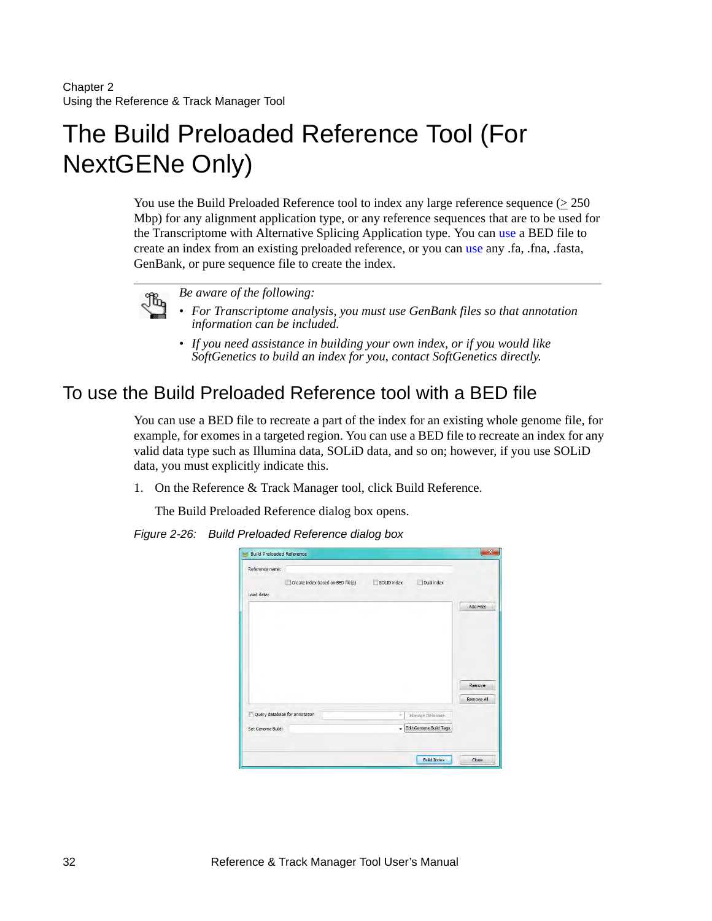# The Build Preloaded Reference Tool (For NextGENe Only)

You use the Build Preloaded Reference tool to index any large reference sequence (≥ 250 Mbp) for any alignment application type, or any reference sequences that are to be used for the Transcriptome with Alternative Splicing Application type. You can use a BED file to create an index from an existing preloaded reference, or you can use any .fa, .fna, .fasta, GenBank, or pure sequence file to create the index.

*Be aware of the following:*

- *For Transcriptome analysis, you must use GenBank files so that annotation information can be included.*
- *If you need assistance in building your own index, or if you would like SoftGenetics to build an index for you, contact SoftGenetics directly.*

## To use the Build Preloaded Reference tool with a BED file

You can use a BED file to recreate a part of the index for an existing whole genome file, for example, for exomes in a targeted region. You can use a BED file to recreate an index for any valid data type such as Illumina data, SOLiD data, and so on; however, if you use SOLiD data, you must explicitly indicate this.

1. On the Reference & Track Manager tool, click Build Reference.

   The Build Preloaded Reference dialog box opens.

*Figure 2-26: Build Preloaded Reference dialog box*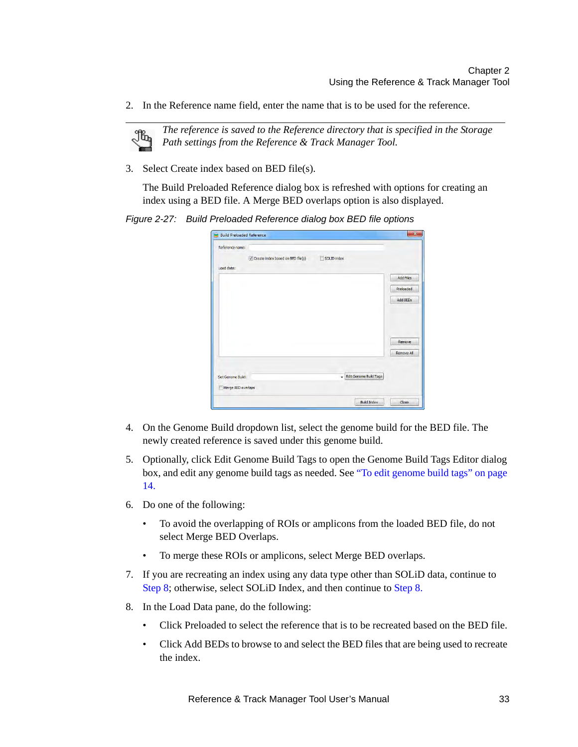2. In the Reference name field, enter the name that is to be used for the reference.

> *The reference is saved to the Reference directory that is specified in the Storage Path settings from the Reference & Track Manager Tool.*

3. Select Create index based on BED file(s).

   The Build Preloaded Reference dialog box is refreshed with options for creating an index using a BED file. A Merge BED overlaps option is also displayed.

*Figure 2-27: Build Preloaded Reference dialog box BED file options*

4. On the Genome Build dropdown list, select the genome build for the BED file. The newly created reference is saved under this genome build.

5. Optionally, click Edit Genome Build Tags to open the Genome Build Tags Editor dialog box, and edit any genome build tags as needed. See "To edit genome build tags" on page 14.

6. Do one of the following:

   - To avoid the overlapping of ROIs or amplicons from the loaded BED file, do not select Merge BED Overlaps.
   - To merge these ROIs or amplicons, select Merge BED overlaps.

7. If you are recreating an index using any data type other than SOLiD data, continue to Step 8; otherwise, select SOLiD Index, and then continue to Step 8.

8. In the Load Data pane, do the following:

   - Click Preloaded to select the reference that is to be recreated based on the BED file.
   - Click Add BEDs to browse to and select the BED files that are being used to recreate the index.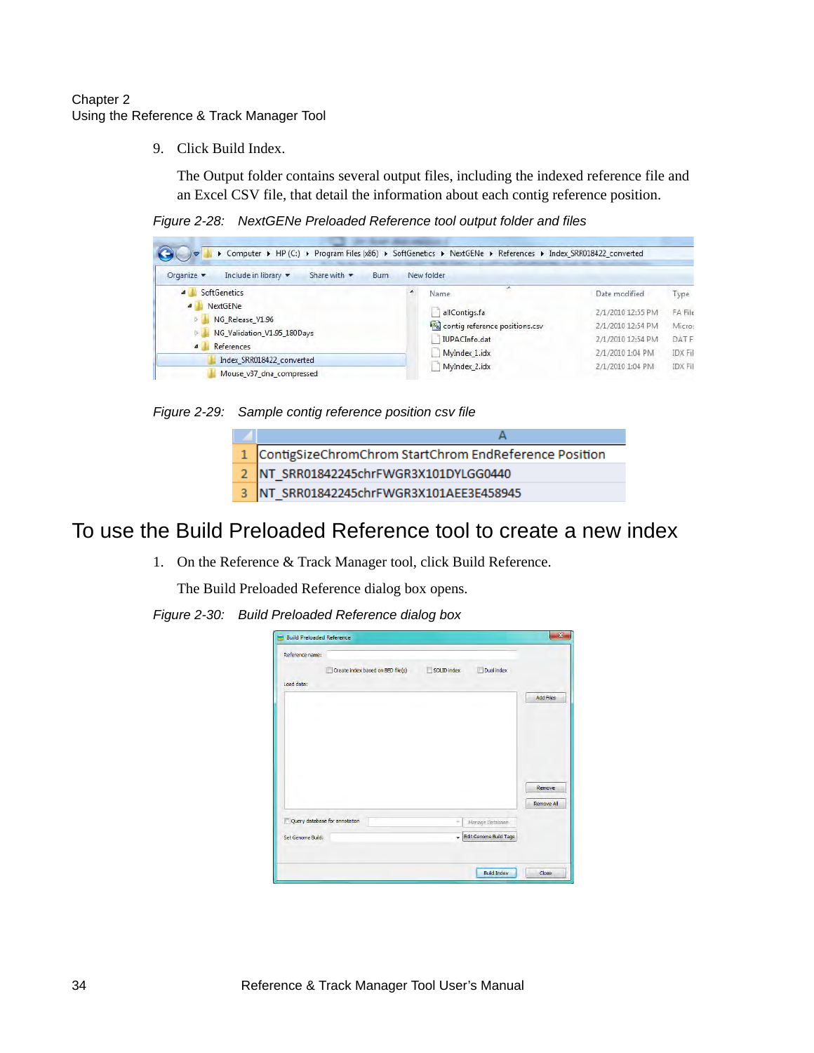9. Click Build Index.

   The Output folder contains several output files, including the indexed reference file and an Excel CSV file, that detail the information about each contig reference position.

*Figure 2-28: NextGENe Preloaded Reference tool output folder and files*

*Figure 2-29: Sample contig reference position csv file*

|   | A |
|---|---|
| 1 | ContigSizeChromChrom StartChrom EndReference Position |
| 2 | NT_SRR01842245chrFWGR3X101DYLGG0440 |
| 3 | NT_SRR01842245chrFWGR3X101AEE3E458945 |

# To use the Build Preloaded Reference tool to create a new index

1. On the Reference & Track Manager tool, click Build Reference.

   The Build Preloaded Reference dialog box opens.

*Figure 2-30: Build Preloaded Reference dialog box*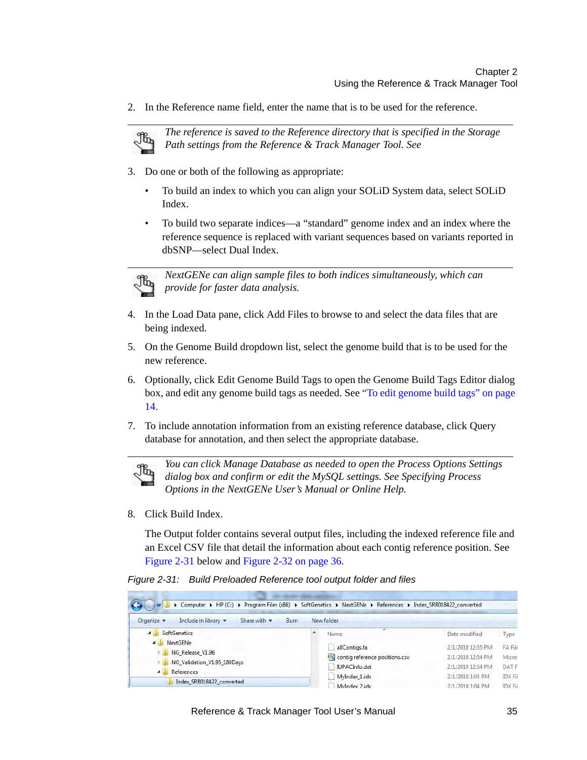2. In the Reference name field, enter the name that is to be used for the reference.

> *The reference is saved to the Reference directory that is specified in the Storage Path settings from the Reference & Track Manager Tool. See*

3. Do one or both of the following as appropriate:

   - To build an index to which you can align your SOLiD System data, select SOLiD Index.
   - To build two separate indices—a “standard” genome index and an index where the reference sequence is replaced with variant sequences based on variants reported in dbSNP—select Dual Index.

> *NextGENe can align sample files to both indices simultaneously, which can provide for faster data analysis.*

4. In the Load Data pane, click Add Files to browse to and select the data files that are being indexed.
5. On the Genome Build dropdown list, select the genome build that is to be used for the new reference.
6. Optionally, click Edit Genome Build Tags to open the Genome Build Tags Editor dialog box, and edit any genome build tags as needed. See “To edit genome build tags” on page 14.
7. To include annotation information from an existing reference database, click Query database for annotation, and then select the appropriate database.

> *You can click Manage Database as needed to open the Process Options Settings dialog box and confirm or edit the MySQL settings. See Specifying Process Options in the NextGENe User’s Manual or Online Help.*

8. Click Build Index.

   The Output folder contains several output files, including the indexed reference file and an Excel CSV file that detail the information about each contig reference position. See Figure 2-31 below and Figure 2-32 on page 36.

*Figure 2-31: Build Preloaded Reference tool output folder and files*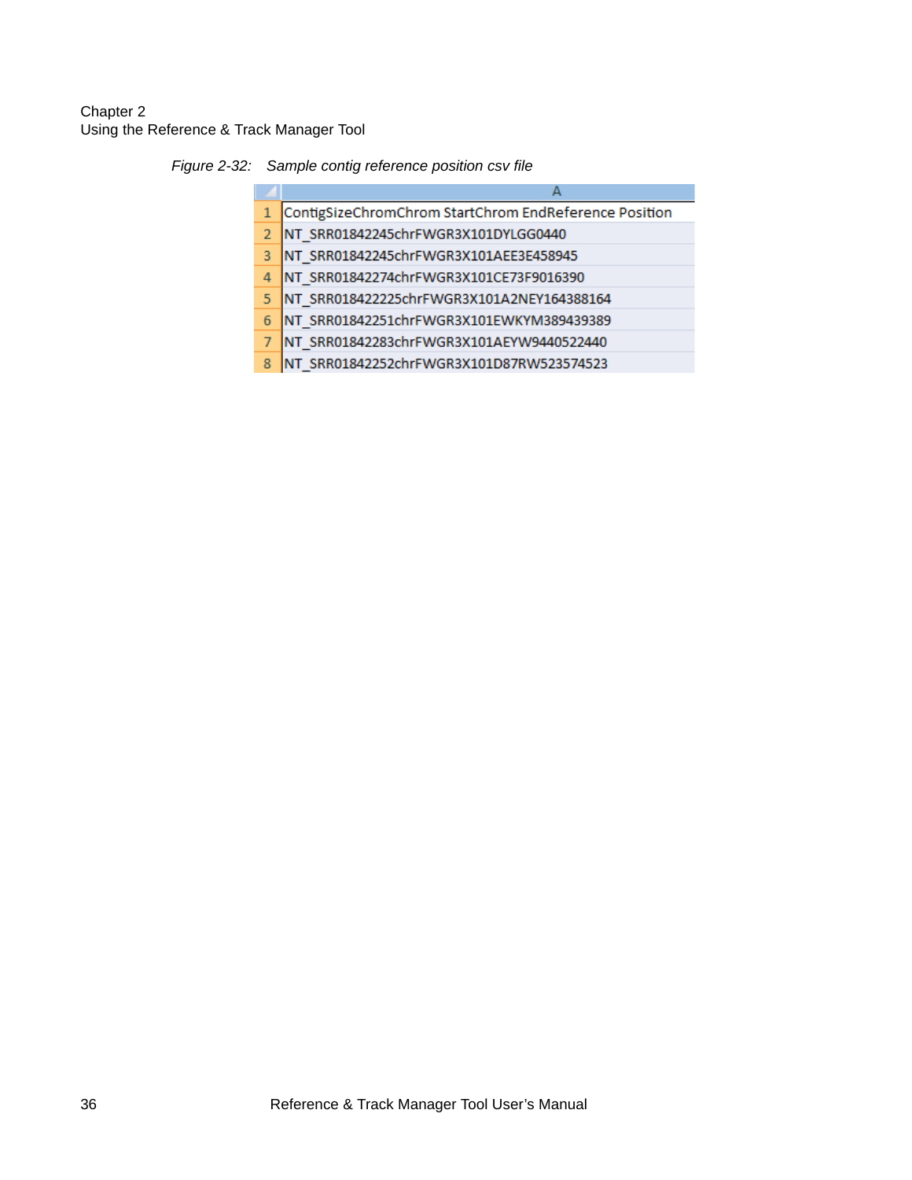*Figure 2-32: Sample contig reference position csv file*

| | A |
|---|---|
| 1 | ContigSizeChromChrom StartChrom EndReference Position |
| 2 | NT_SRR01842245chrFWGR3X101DYLGG0440 |
| 3 | NT_SRR01842245chrFWGR3X101AEE3E458945 |
| 4 | NT_SRR01842274chrFWGR3X101CE73F9016390 |
| 5 | NT_SRR018422225chrFWGR3X101A2NEY164388164 |
| 6 | NT_SRR01842251chrFWGR3X101EWKYM389439389 |
| 7 | NT_SRR01842283chrFWGR3X101AEYW9440522440 |
| 8 | NT_SRR01842252chrFWGR3X101D87RW523574523 |